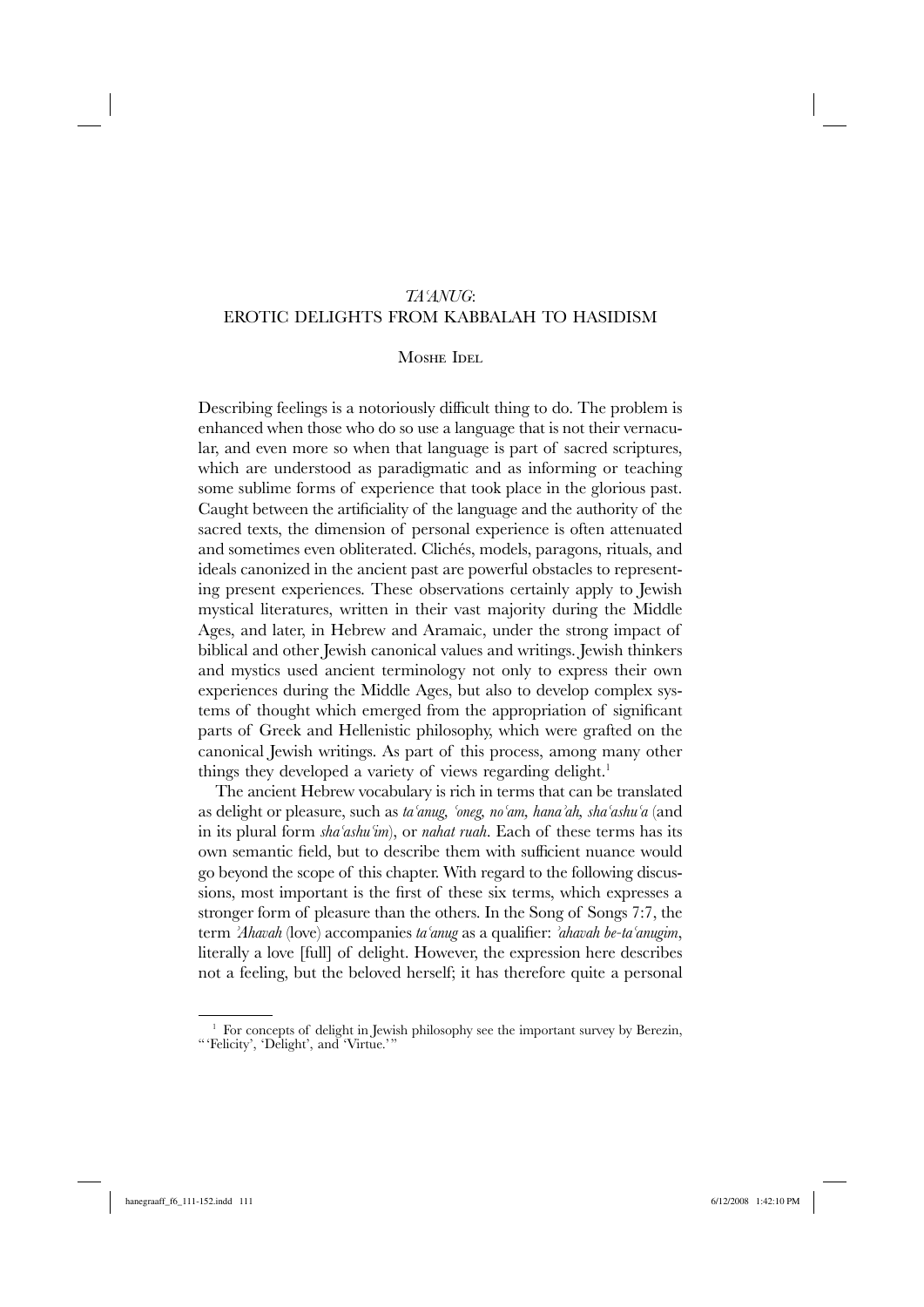# *TA'ANUG*: EROTIC DELIGHTS FROM KABBALAH TO HASIDISM

Moshe Idel

Describing feelings is a notoriously difficult thing to do. The problem is enhanced when those who do so use a language that is not their vernacular, and even more so when that language is part of sacred scriptures, which are understood as paradigmatic and as informing or teaching some sublime forms of experience that took place in the glorious past. Caught between the artificiality of the language and the authority of the sacred texts, the dimension of personal experience is often attenuated and sometimes even obliterated. Clichés, models, paragons, rituals, and ideals canonized in the ancient past are powerful obstacles to representing present experiences. These observations certainly apply to Jewish mystical literatures, written in their vast majority during the Middle Ages, and later, in Hebrew and Aramaic, under the strong impact of biblical and other Jewish canonical values and writings. Jewish thinkers and mystics used ancient terminology not only to express their own experiences during the Middle Ages, but also to develop complex systems of thought which emerged from the appropriation of significant parts of Greek and Hellenistic philosophy, which were grafted on the canonical Jewish writings. As part of this process, among many other things they developed a variety of views regarding delight.[1]

The ancient Hebrew vocabulary is rich in terms that can be translated as delight or pleasure, such as *ta'anug, 'oneg, no'am, hana'ah, sha'ashu'a* (and in its plural form *sha'ashu'im*), or *nahat ruah*. Each of these terms has its own semantic field, but to describe them with sufficient nuance would go beyond the scope of this chapter. With regard to the following discussions, most important is the first of these six terms, which expresses a stronger form of pleasure than the others. In the Song of Songs 7:7, the term *'Ahavah* (love) accompanies *ta'anug* as a qualifier: *'ahavah be-ta'anugim*, literally a love [full] of delight. However, the expression here describes not a feeling, but the beloved herself; it has therefore quite a personal

[1] For concepts of delight in Jewish philosophy see the important survey by Berezin, "'Felicity', 'Delight', and 'Virtue.'"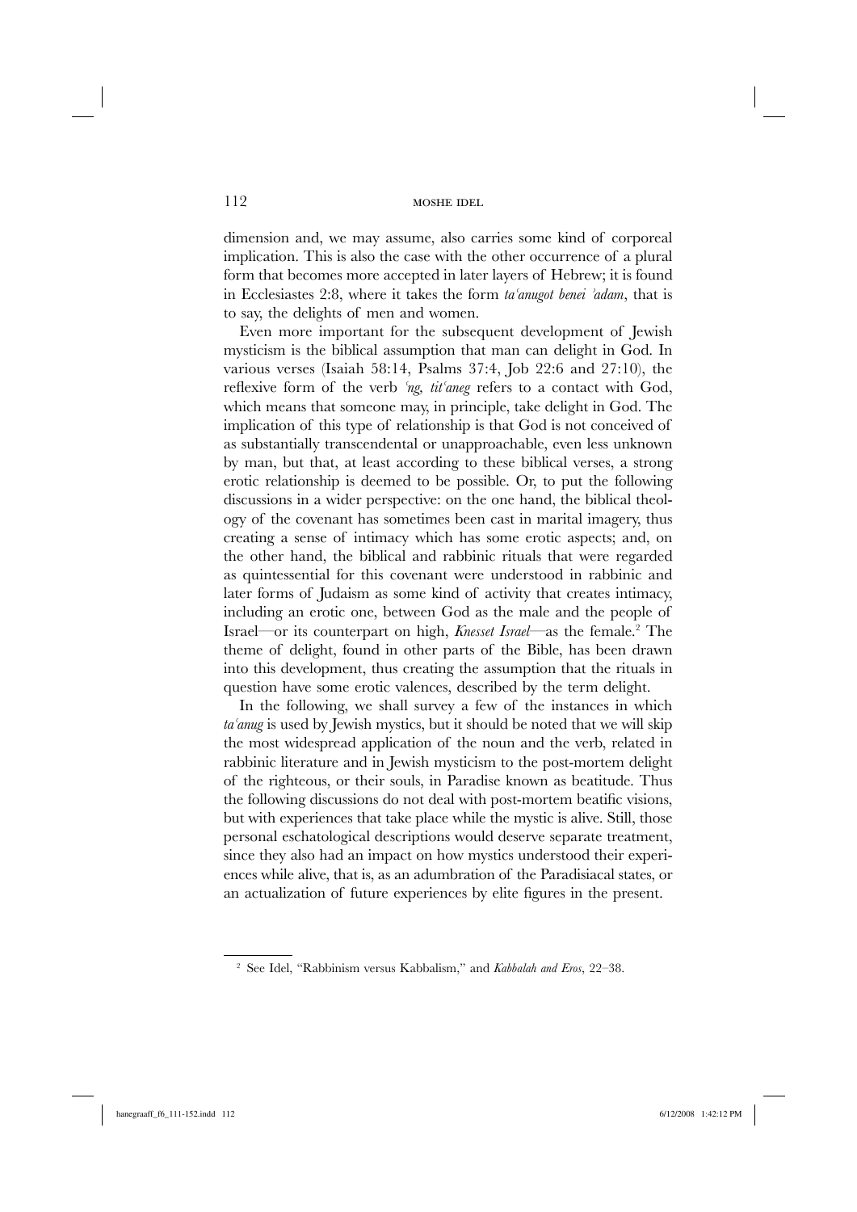dimension and, we may assume, also carries some kind of corporeal implication. This is also the case with the other occurrence of a plural form that becomes more accepted in later layers of Hebrew; it is found in Ecclesiastes 2:8, where it takes the form *taʿanugot benei ʾadam*, that is to say, the delights of men and women.

Even more important for the subsequent development of Jewish mysticism is the biblical assumption that man can delight in God. In various verses (Isaiah 58:14, Psalms 37:4, Job 22:6 and 27:10), the reflexive form of the verb *ʿng, titʿaneg* refers to a contact with God, which means that someone may, in principle, take delight in God. The implication of this type of relationship is that God is not conceived of as substantially transcendental or unapproachable, even less unknown by man, but that, at least according to these biblical verses, a strong erotic relationship is deemed to be possible. Or, to put the following discussions in a wider perspective: on the one hand, the biblical theology of the covenant has sometimes been cast in marital imagery, thus creating a sense of intimacy which has some erotic aspects; and, on the other hand, the biblical and rabbinic rituals that were regarded as quintessential for this covenant were understood in rabbinic and later forms of Judaism as some kind of activity that creates intimacy, including an erotic one, between God as the male and the people of Israel—or its counterpart on high, *Knesset Israel*—as the female.[2] The theme of delight, found in other parts of the Bible, has been drawn into this development, thus creating the assumption that the rituals in question have some erotic valences, described by the term delight.

In the following, we shall survey a few of the instances in which *taʿanug* is used by Jewish mystics, but it should be noted that we will skip the most widespread application of the noun and the verb, related in rabbinic literature and in Jewish mysticism to the post-mortem delight of the righteous, or their souls, in Paradise known as beatitude. Thus the following discussions do not deal with post-mortem beatific visions, but with experiences that take place while the mystic is alive. Still, those personal eschatological descriptions would deserve separate treatment, since they also had an impact on how mystics understood their experiences while alive, that is, as an adumbration of the Paradisiacal states, or an actualization of future experiences by elite figures in the present.

[2] See Idel, "Rabbinism versus Kabbalism," and *Kabbalah and Eros*, 22–38.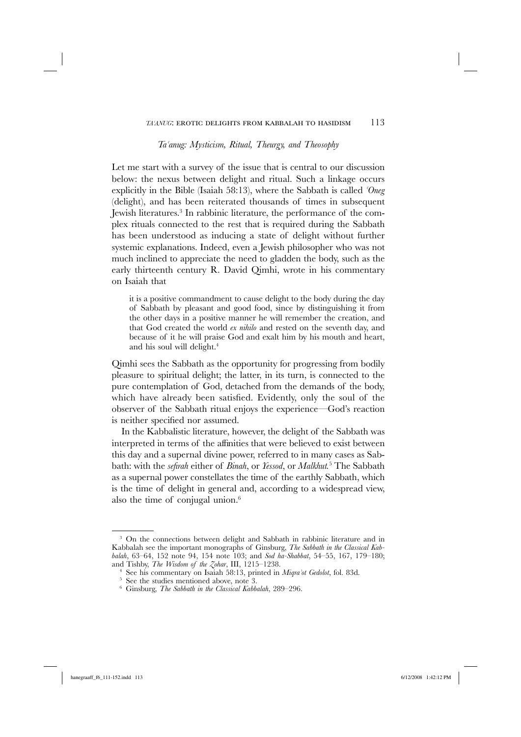## *Ta'anug: Mysticism, Ritual, Theurgy, and Theosophy*

Let me start with a survey of the issue that is central to our discussion below: the nexus between delight and ritual. Such a linkage occurs explicitly in the Bible (Isaiah 58:13), where the Sabbath is called *'Oneg* (delight), and has been reiterated thousands of times in subsequent Jewish literatures.[3] In rabbinic literature, the performance of the complex rituals connected to the rest that is required during the Sabbath has been understood as inducing a state of delight without further systemic explanations. Indeed, even a Jewish philosopher who was not much inclined to appreciate the need to gladden the body, such as the early thirteenth century R. David Qimhi, wrote in his commentary on Isaiah that

> it is a positive commandment to cause delight to the body during the day of Sabbath by pleasant and good food, since by distinguishing it from the other days in a positive manner he will remember the creation, and that God created the world *ex nihilo* and rested on the seventh day, and because of it he will praise God and exalt him by his mouth and heart, and his soul will delight.[4]

Qimhi sees the Sabbath as the opportunity for progressing from bodily pleasure to spiritual delight; the latter, in its turn, is connected to the pure contemplation of God, detached from the demands of the body, which have already been satisfied. Evidently, only the soul of the observer of the Sabbath ritual enjoys the experience—God's reaction is neither specified nor assumed.

In the Kabbalistic literature, however, the delight of the Sabbath was interpreted in terms of the affinities that were believed to exist between this day and a supernal divine power, referred to in many cases as Sabbath: with the *sefirah* either of *Binah*, or *Yessod*, or *Malkhut*.[5] The Sabbath as a supernal power constellates the time of the earthly Sabbath, which is the time of delight in general and, according to a widespread view, also the time of conjugal union.[6]

---

[3] On the connections between delight and Sabbath in rabbinic literature and in Kabbalah see the important monographs of Ginsburg, *The Sabbath in the Classical Kabbalah*, 63–64, 152 note 94, 154 note 103; and *Sod ha-Shabbat*, 54–55, 167, 179–180; and Tishby, *The Wisdom of the Zohar*, III, 1215–1238.

[4] See his commentary on Isaiah 58:13, printed in *Miqra'ot Gedolot*, fol. 83d.

[5] See the studies mentioned above, note 3.

[6] Ginsburg, *The Sabbath in the Classical Kabbalah*, 289–296.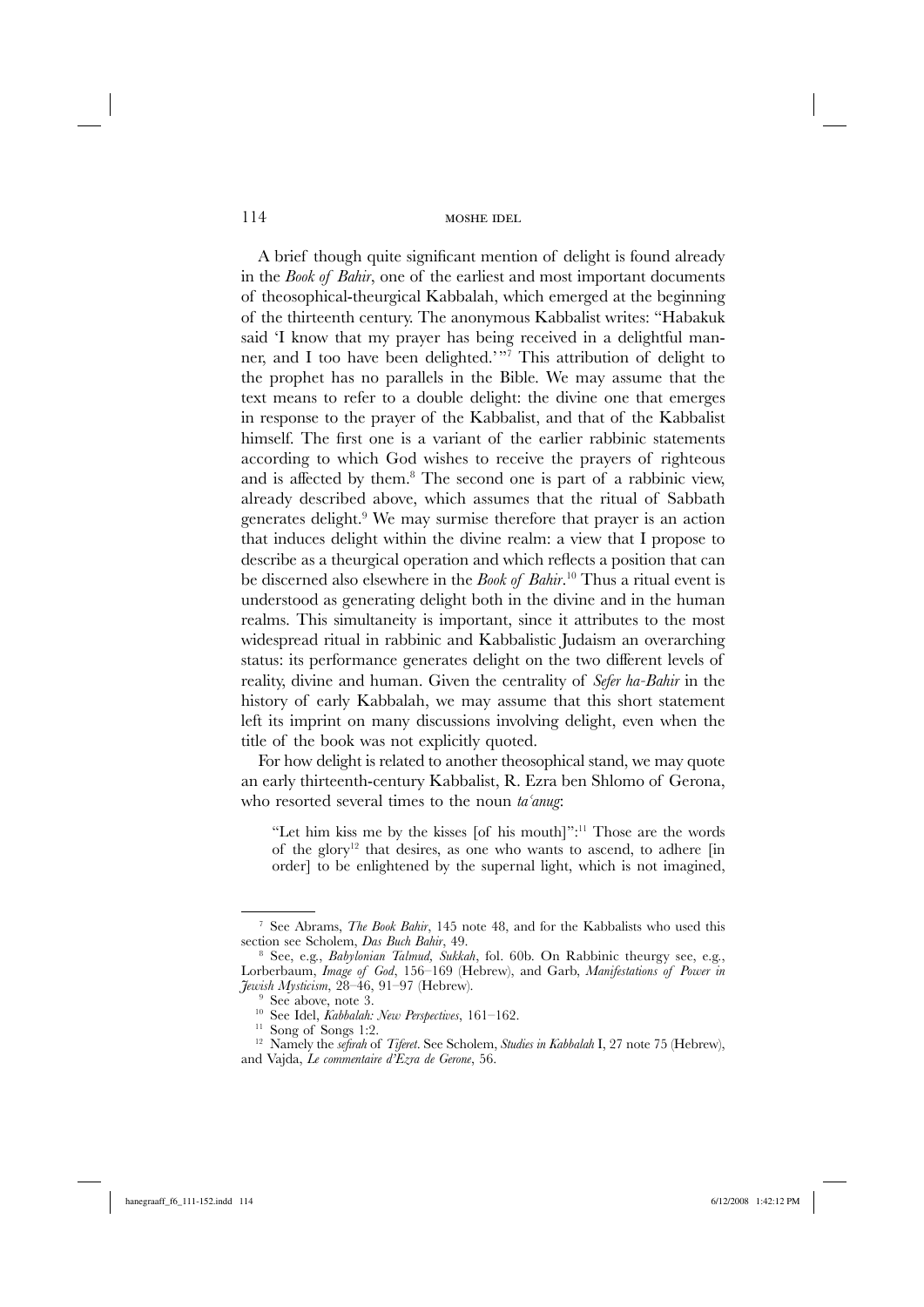A brief though quite significant mention of delight is found already in the *Book of Bahir*, one of the earliest and most important documents of theosophical-theurgical Kabbalah, which emerged at the beginning of the thirteenth century. The anonymous Kabbalist writes: "Habakuk said 'I know that my prayer has being received in a delightful manner, and I too have been delighted.'"[7] This attribution of delight to the prophet has no parallels in the Bible. We may assume that the text means to refer to a double delight: the divine one that emerges in response to the prayer of the Kabbalist, and that of the Kabbalist himself. The first one is a variant of the earlier rabbinic statements according to which God wishes to receive the prayers of righteous and is affected by them.[8] The second one is part of a rabbinic view, already described above, which assumes that the ritual of Sabbath generates delight.[9] We may surmise therefore that prayer is an action that induces delight within the divine realm: a view that I propose to describe as a theurgical operation and which reflects a position that can be discerned also elsewhere in the *Book of Bahir*.[10] Thus a ritual event is understood as generating delight both in the divine and in the human realms. This simultaneity is important, since it attributes to the most widespread ritual in rabbinic and Kabbalistic Judaism an overarching status: its performance generates delight on the two different levels of reality, divine and human. Given the centrality of *Sefer ha-Bahir* in the history of early Kabbalah, we may assume that this short statement left its imprint on many discussions involving delight, even when the title of the book was not explicitly quoted.

For how delight is related to another theosophical stand, we may quote an early thirteenth-century Kabbalist, R. Ezra ben Shlomo of Gerona, who resorted several times to the noun *taʿanug*:

> "Let him kiss me by the kisses [of his mouth]":[11] Those are the words of the glory[12] that desires, as one who wants to ascend, to adhere [in order] to be enlightened by the supernal light, which is not imagined,

---

[7] See Abrams, *The Book Bahir*, 145 note 48, and for the Kabbalists who used this section see Scholem, *Das Buch Bahir*, 49.

[8] See, e.g., *Babylonian Talmud, Sukkah*, fol. 60b. On Rabbinic theurgy see, e.g., Lorberbaum, *Image of God*, 156–169 (Hebrew), and Garb, *Manifestations of Power in Jewish Mysticism*, 28–46, 91–97 (Hebrew).

[9] See above, note 3.

[10] See Idel, *Kabbalah: New Perspectives*, 161–162.

[11] Song of Songs 1:2.

[12] Namely the *sefirah* of *Tiferet*. See Scholem, *Studies in Kabbalah* I, 27 note 75 (Hebrew), and Vajda, *Le commentaire d'Ezra de Gerone*, 56.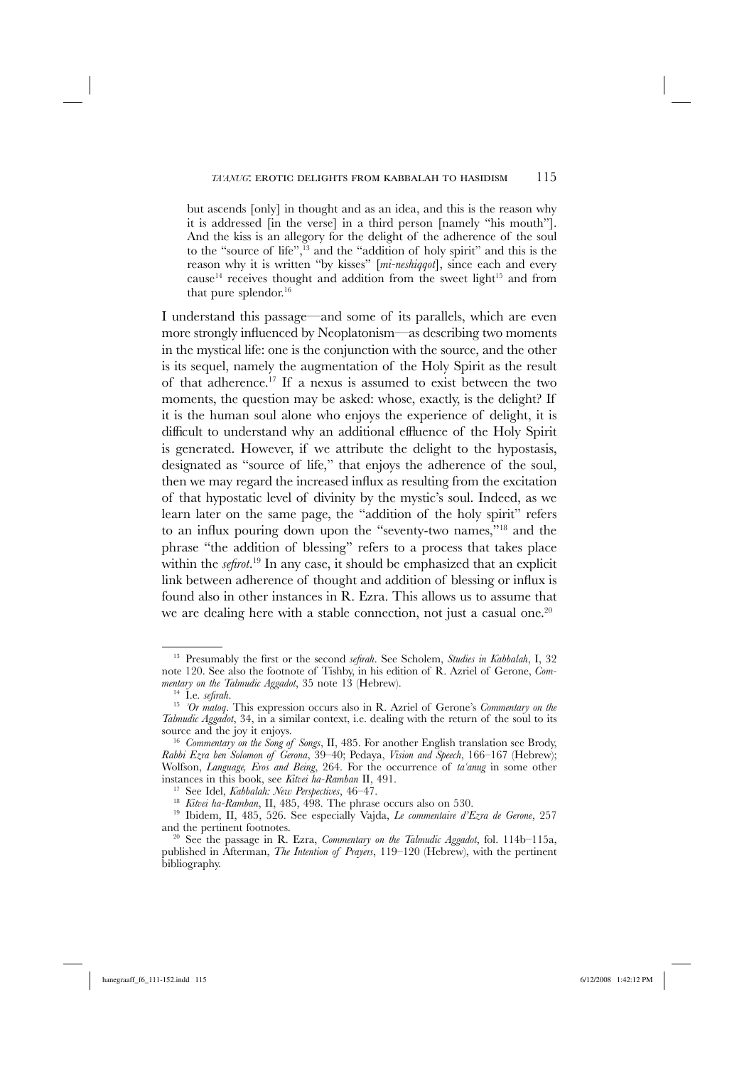> but ascends [only] in thought and as an idea, and this is the reason why it is addressed [in the verse] in a third person [namely "his mouth"]. And the kiss is an allegory for the delight of the adherence of the soul to the "source of life",[13] and the "addition of holy spirit" and this is the reason why it is written "by kisses" [*mi-neshiqqot*], since each and every cause[14] receives thought and addition from the sweet light[15] and from that pure splendor.[16]

I understand this passage—and some of its parallels, which are even more strongly influenced by Neoplatonism—as describing two moments in the mystical life: one is the conjunction with the source, and the other is its sequel, namely the augmentation of the Holy Spirit as the result of that adherence.[17] If a nexus is assumed to exist between the two moments, the question may be asked: whose, exactly, is the delight? If it is the human soul alone who enjoys the experience of delight, it is difficult to understand why an additional effluence of the Holy Spirit is generated. However, if we attribute the delight to the hypostasis, designated as "source of life," that enjoys the adherence of the soul, then we may regard the increased influx as resulting from the excitation of that hypostatic level of divinity by the mystic's soul. Indeed, as we learn later on the same page, the "addition of the holy spirit" refers to an influx pouring down upon the "seventy-two names,"[18] and the phrase "the addition of blessing" refers to a process that takes place within the *sefirot*.[19] In any case, it should be emphasized that an explicit link between adherence of thought and addition of blessing or influx is found also in other instances in R. Ezra. This allows us to assume that we are dealing here with a stable connection, not just a casual one.[20]

---

[13] Presumably the first or the second *sefirah*. See Scholem, *Studies in Kabbalah*, I, 32 note 120. See also the footnote of Tishby, in his edition of R. Azriel of Gerone, *Commentary on the Talmudic Aggadot*, 35 note 13 (Hebrew).

[14] I.e. *sefirah*.

[15] *'Or matoq*. This expression occurs also in R. Azriel of Gerone's *Commentary on the Talmudic Aggadot*, 34, in a similar context, i.e. dealing with the return of the soul to its source and the joy it enjoys.

[16] *Commentary on the Song of Songs*, II, 485. For another English translation see Brody, *Rabbi Ezra ben Solomon of Gerona*, 39–40; Pedaya, *Vision and Speech*, 166–167 (Hebrew); Wolfson, *Language, Eros and Being*, 264. For the occurrence of *ta'anug* in some other instances in this book, see *Kitvei ha-Ramban* II, 491.

[17] See Idel, *Kabbalah: New Perspectives*, 46–47.

[18] *Kitvei ha-Ramban*, II, 485, 498. The phrase occurs also on 530.

[19] Ibidem, II, 485, 526. See especially Vajda, *Le commentaire d'Ezra de Gerone*, 257 and the pertinent footnotes.

[20] See the passage in R. Ezra, *Commentary on the Talmudic Aggadot*, fol. 114b–115a, published in Afterman, *The Intention of Prayers*, 119–120 (Hebrew), with the pertinent bibliography.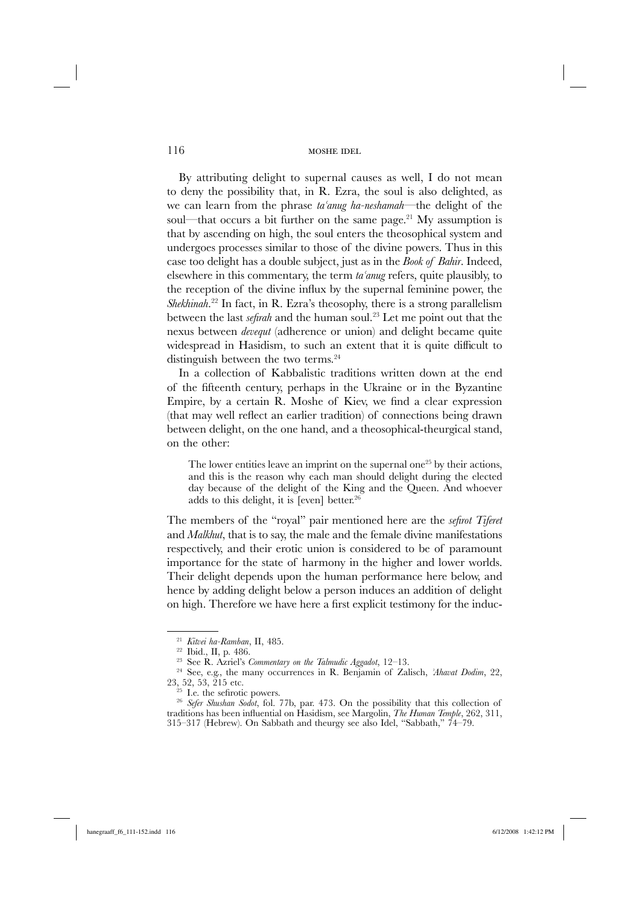By attributing delight to supernal causes as well, I do not mean to deny the possibility that, in R. Ezra, the soul is also delighted, as we can learn from the phrase *ta'anug ha-neshamah*—the delight of the soul—that occurs a bit further on the same page.[21] My assumption is that by ascending on high, the soul enters the theosophical system and undergoes processes similar to those of the divine powers. Thus in this case too delight has a double subject, just as in the *Book of Bahir*. Indeed, elsewhere in this commentary, the term *ta'anug* refers, quite plausibly, to the reception of the divine influx by the supernal feminine power, the *Shekhinah*.[22] In fact, in R. Ezra's theosophy, there is a strong parallelism between the last *sefirah* and the human soul.[23] Let me point out that the nexus between *devequt* (adherence or union) and delight became quite widespread in Hasidism, to such an extent that it is quite difficult to distinguish between the two terms.[24]

In a collection of Kabbalistic traditions written down at the end of the fifteenth century, perhaps in the Ukraine or in the Byzantine Empire, by a certain R. Moshe of Kiev, we find a clear expression (that may well reflect an earlier tradition) of connections being drawn between delight, on the one hand, and a theosophical-theurgical stand, on the other:

> The lower entities leave an imprint on the supernal one[25] by their actions, and this is the reason why each man should delight during the elected day because of the delight of the King and the Queen. And whoever adds to this delight, it is [even] better.[26]

The members of the "royal" pair mentioned here are the *sefirot Tiferet* and *Malkhut*, that is to say, the male and the female divine manifestations respectively, and their erotic union is considered to be of paramount importance for the state of harmony in the higher and lower worlds. Their delight depends upon the human performance here below, and hence by adding delight below a person induces an addition of delight on high. Therefore we have here a first explicit testimony for the induc-

---

[21] *Kitvei ha-Ramban*, II, 485.

[22] Ibid., II, p. 486.

[23] See R. Azriel's *Commentary on the Talmudic Aggadot*, 12–13.

[24] See, e.g., the many occurrences in R. Benjamin of Zalisch, *'Ahavat Dodim*, 22, 23, 52, 53, 215 etc.

[25] I.e. the sefirotic powers.

[26] *Sefer Shushan Sodot*, fol. 77b, par. 473. On the possibility that this collection of traditions has been influential on Hasidism, see Margolin, *The Human Temple*, 262, 311, 315–317 (Hebrew). On Sabbath and theurgy see also Idel, "Sabbath," 74–79.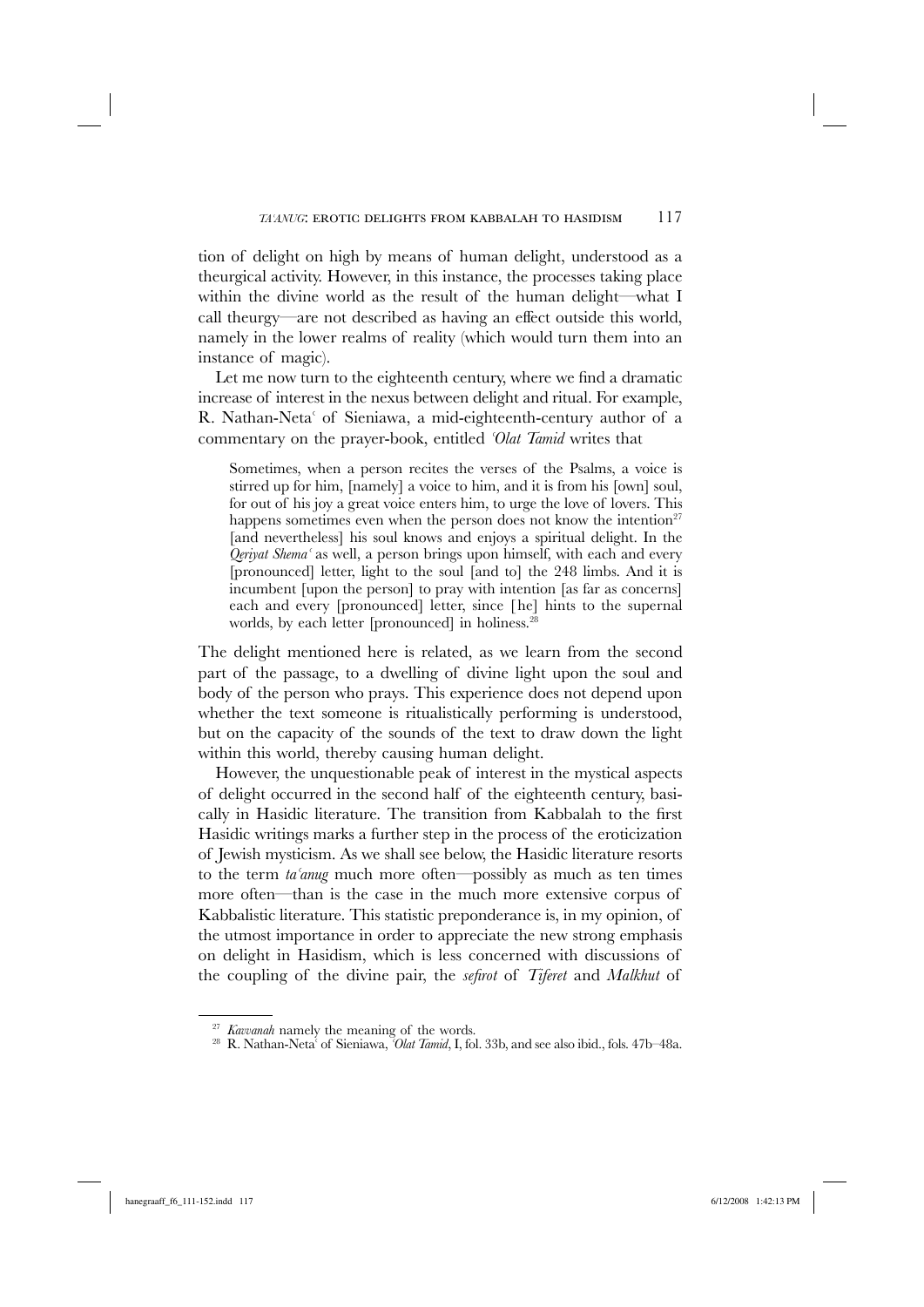tion of delight on high by means of human delight, understood as a theurgical activity. However, in this instance, the processes taking place within the divine world as the result of the human delight—what I call theurgy—are not described as having an effect outside this world, namely in the lower realms of reality (which would turn them into an instance of magic).

Let me now turn to the eighteenth century, where we find a dramatic increase of interest in the nexus between delight and ritual. For example, R. Nathan-Neta' of Sieniawa, a mid-eighteenth-century author of a commentary on the prayer-book, entitled *'Olat Tamid* writes that

> Sometimes, when a person recites the verses of the Psalms, a voice is stirred up for him, [namely] a voice to him, and it is from his [own] soul, for out of his joy a great voice enters him, to urge the love of lovers. This happens sometimes even when the person does not know the intention[27] [and nevertheless] his soul knows and enjoys a spiritual delight. In the *Qeriyat Shema'* as well, a person brings upon himself, with each and every [pronounced] letter, light to the soul [and to] the 248 limbs. And it is incumbent [upon the person] to pray with intention [as far as concerns] each and every [pronounced] letter, since [he] hints to the supernal worlds, by each letter [pronounced] in holiness.[28]

The delight mentioned here is related, as we learn from the second part of the passage, to a dwelling of divine light upon the soul and body of the person who prays. This experience does not depend upon whether the text someone is ritualistically performing is understood, but on the capacity of the sounds of the text to draw down the light within this world, thereby causing human delight.

However, the unquestionable peak of interest in the mystical aspects of delight occurred in the second half of the eighteenth century, basically in Hasidic literature. The transition from Kabbalah to the first Hasidic writings marks a further step in the process of the eroticization of Jewish mysticism. As we shall see below, the Hasidic literature resorts to the term *ta'anug* much more often—possibly as much as ten times more often—than is the case in the much more extensive corpus of Kabbalistic literature. This statistic preponderance is, in my opinion, of the utmost importance in order to appreciate the new strong emphasis on delight in Hasidism, which is less concerned with discussions of the coupling of the divine pair, the *sefirot* of *Tiferet* and *Malkhut* of

---

[27] *Kavvanah* namely the meaning of the words.

[28] R. Nathan-Neta' of Sieniawa, *'Olat Tamid*, I, fol. 33b, and see also ibid., fols. 47b–48a.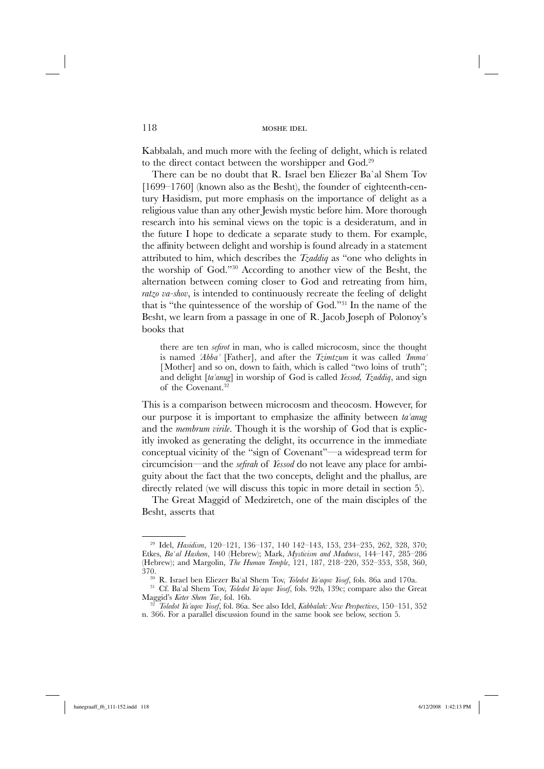Kabbalah, and much more with the feeling of delight, which is related to the direct contact between the worshipper and God.[29]

There can be no doubt that R. Israel ben Eliezer Ba`al Shem Tov [1699–1760] (known also as the Besht), the founder of eighteenth-century Hasidism, put more emphasis on the importance of delight as a religious value than any other Jewish mystic before him. More thorough research into his seminal views on the topic is a desideratum, and in the future I hope to dedicate a separate study to them. For example, the affinity between delight and worship is found already in a statement attributed to him, which describes the *Tzaddiq* as "one who delights in the worship of God."[30] According to another view of the Besht, the alternation between coming closer to God and retreating from him, *ratzo va-shov*, is intended to continuously recreate the feeling of delight that is "the quintessence of the worship of God."[31] In the name of the Besht, we learn from a passage in one of R. Jacob Joseph of Polonoy's books that

> there are ten *sefirot* in man, who is called microcosm, since the thought is named *'Abba'* [Father], and after the *Tzimtzum* it was called *'Imma'* [Mother] and so on, down to faith, which is called "two loins of truth"; and delight [*ta'anug*] in worship of God is called *Yessod, Tzaddiq*, and sign of the Covenant.[32]

This is a comparison between microcosm and theocosm. However, for our purpose it is important to emphasize the affinity between *ta'anug* and the *membrum virile*. Though it is the worship of God that is explicitly invoked as generating the delight, its occurrence in the immediate conceptual vicinity of the "sign of Covenant"—a widespread term for circumcision—and the *sefirah* of *Yessod* do not leave any place for ambiguity about the fact that the two concepts, delight and the phallus, are directly related (we will discuss this topic in more detail in section 5).

The Great Maggid of Medziretch, one of the main disciples of the Besht, asserts that

---

[29] Idel, *Hasidism*, 120–121, 136–137, 140 142–143, 153, 234–235, 262, 328, 370; Etkes, *Ba'al Hashem*, 140 (Hebrew); Mark, *Mysticism and Madness*, 144–147, 285–286 (Hebrew); and Margolin, *The Human Temple*, 121, 187, 218–220, 352–353, 358, 360, 370.

[30] R. Israel ben Eliezer Ba'al Shem Tov, *Toledot Ya'aqov Yosef*, fols. 86a and 170a.

[31] Cf. Ba'al Shem Tov, *Toledot Ya'aqov Yosef*, fols. 92b, 139c; compare also the Great Maggid's *Keter Shem Tov*, fol. 16b.

[32] *Toledot Ya'aqov Yosef*, fol. 86a. See also Idel, *Kabbalah: New Perspectives*, 150–151, 352 n. 366. For a parallel discussion found in the same book see below, section 5.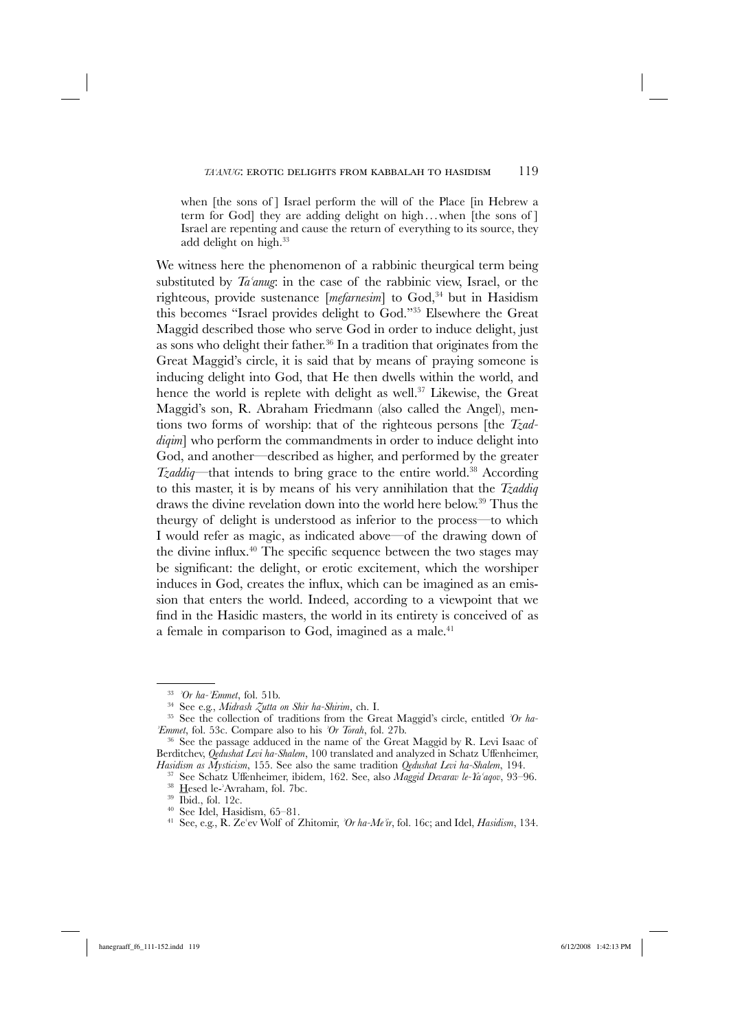> when [the sons of ] Israel perform the will of the Place [in Hebrew a term for God] they are adding delight on high . . . when [the sons of ] Israel are repenting and cause the return of everything to its source, they add delight on high.[33]

We witness here the phenomenon of a rabbinic theurgical term being substituted by *Taʿanug*: in the case of the rabbinic view, Israel, or the righteous, provide sustenance [*mefarnesim*] to God,[34] but in Hasidism this becomes "Israel provides delight to God."[35] Elsewhere the Great Maggid described those who serve God in order to induce delight, just as sons who delight their father.[36] In a tradition that originates from the Great Maggid's circle, it is said that by means of praying someone is inducing delight into God, that He then dwells within the world, and hence the world is replete with delight as well.[37] Likewise, the Great Maggid's son, R. Abraham Friedmann (also called the Angel), mentions two forms of worship: that of the righteous persons [the *Tzaddiqim*] who perform the commandments in order to induce delight into God, and another—described as higher, and performed by the greater *Tzaddiq*—that intends to bring grace to the entire world.[38] According to this master, it is by means of his very annihilation that the *Tzaddiq* draws the divine revelation down into the world here below.[39] Thus the theurgy of delight is understood as inferior to the process—to which I would refer as magic, as indicated above—of the drawing down of the divine influx.[40] The specific sequence between the two stages may be significant: the delight, or erotic excitement, which the worshiper induces in God, creates the influx, which can be imagined as an emission that enters the world. Indeed, according to a viewpoint that we find in the Hasidic masters, the world in its entirety is conceived of as a female in comparison to God, imagined as a male.[41]

---

[33] *ʾOr ha-ʾEmmet*, fol. 51b.

[34] See e.g., *Midrash Zutta on Shir ha-Shirim*, ch. I.

[35] See the collection of traditions from the Great Maggid's circle, entitled *ʾOr ha-ʾEmmet*, fol. 53c. Compare also to his *ʾOr Torah*, fol. 27b.

[36] See the passage adduced in the name of the Great Maggid by R. Levi Isaac of Berditchev, *Qedushat Levi ha-Shalem*, 100 translated and analyzed in Schatz Uffenheimer, *Hasidism as Mysticism*, 155. See also the same tradition *Qedushat Levi ha-Shalem*, 194.

[37] See Schatz Uffenheimer, ibidem, 162. See, also *Maggid Devarav le-Yaʿaqov*, 93–96.

[38] Hesed le-ʾAvraham, fol. 7bc.

[39] Ibid., fol. 12c.

[40] See Idel, Hasidism, 65–81.

[41] See, e.g., R. Zeʿev Wolf of Zhitomir, *ʾOr ha-Meʾir*, fol. 16c; and Idel, *Hasidism*, 134.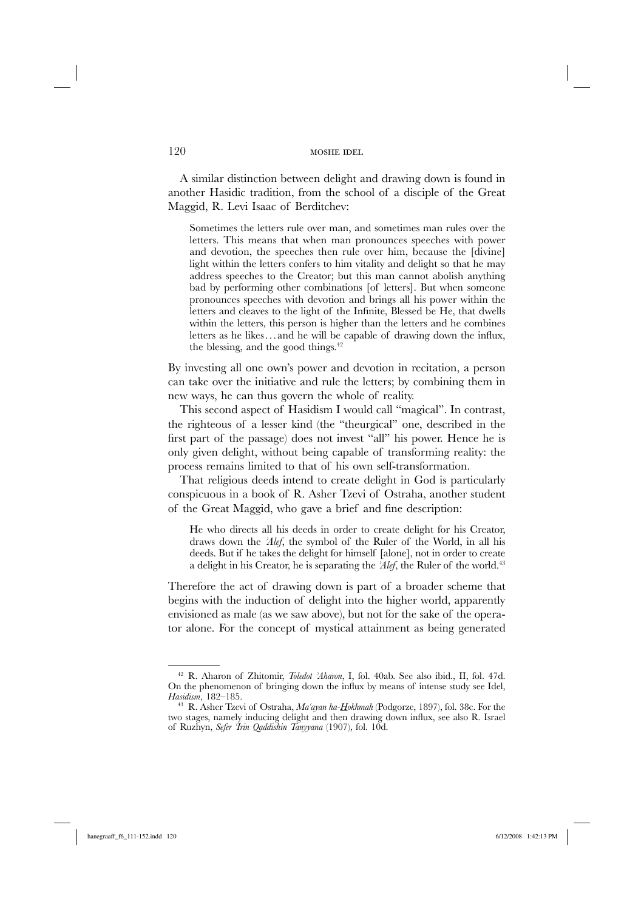A similar distinction between delight and drawing down is found in another Hasidic tradition, from the school of a disciple of the Great Maggid, R. Levi Isaac of Berditchev:

> Sometimes the letters rule over man, and sometimes man rules over the letters. This means that when man pronounces speeches with power and devotion, the speeches then rule over him, because the [divine] light within the letters confers to him vitality and delight so that he may address speeches to the Creator; but this man cannot abolish anything bad by performing other combinations [of letters]. But when someone pronounces speeches with devotion and brings all his power within the letters and cleaves to the light of the Infinite, Blessed be He, that dwells within the letters, this person is higher than the letters and he combines letters as he likes…and he will be capable of drawing down the influx, the blessing, and the good things.[42]

By investing all one own's power and devotion in recitation, a person can take over the initiative and rule the letters; by combining them in new ways, he can thus govern the whole of reality.

This second aspect of Hasidism I would call "magical". In contrast, the righteous of a lesser kind (the "theurgical" one, described in the first part of the passage) does not invest "all" his power. Hence he is only given delight, without being capable of transforming reality: the process remains limited to that of his own self-transformation.

That religious deeds intend to create delight in God is particularly conspicuous in a book of R. Asher Tzevi of Ostraha, another student of the Great Maggid, who gave a brief and fine description:

> He who directs all his deeds in order to create delight for his Creator, draws down the *'Alef*, the symbol of the Ruler of the World, in all his deeds. But if he takes the delight for himself [alone], not in order to create a delight in his Creator, he is separating the *'Alef*, the Ruler of the world.[43]

Therefore the act of drawing down is part of a broader scheme that begins with the induction of delight into the higher world, apparently envisioned as male (as we saw above), but not for the sake of the operator alone. For the concept of mystical attainment as being generated

---

[42] R. Aharon of Zhitomir, *Toledot 'Aharon*, I, fol. 40ab. See also ibid., II, fol. 47d. On the phenomenon of bringing down the influx by means of intense study see Idel, *Hasidism*, 182–185.

[43] R. Asher Tzevi of Ostraha, *Ma'ayan ha-Hokhmah* (Podgorze, 1897), fol. 38c. For the two stages, namely inducing delight and then drawing down influx, see also R. Israel of Ruzhyn, *Sefer 'Irin Qaddishin Tanyyana* (1907), fol. 10d.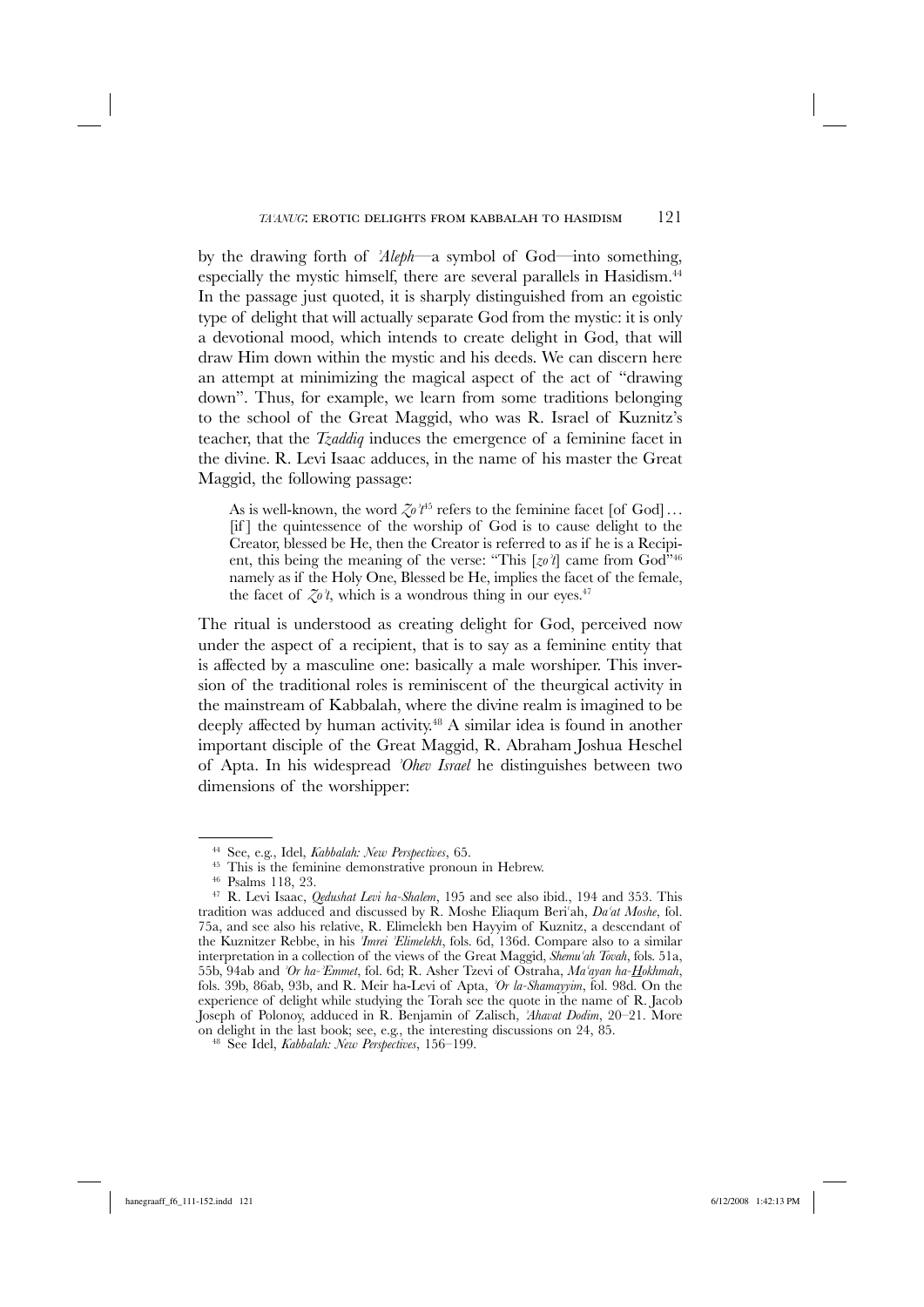by the drawing forth of *ʾAleph*—a symbol of God—into something, especially the mystic himself, there are several parallels in Hasidism.[44] In the passage just quoted, it is sharply distinguished from an egoistic type of delight that will actually separate God from the mystic: it is only a devotional mood, which intends to create delight in God, that will draw Him down within the mystic and his deeds. We can discern here an attempt at minimizing the magical aspect of the act of "drawing down". Thus, for example, we learn from some traditions belonging to the school of the Great Maggid, who was R. Israel of Kuznitz's teacher, that the *Tzaddiq* induces the emergence of a feminine facet in the divine. R. Levi Isaac adduces, in the name of his master the Great Maggid, the following passage:

> As is well-known, the word *Zoʾt*[45] refers to the feminine facet [of God]… [if] the quintessence of the worship of God is to cause delight to the Creator, blessed be He, then the Creator is referred to as if he is a Recipient, this being the meaning of the verse: "This [*zoʾt*] came from God"[46] namely as if the Holy One, Blessed be He, implies the facet of the female, the facet of *Zoʾt*, which is a wondrous thing in our eyes.[47]

The ritual is understood as creating delight for God, perceived now under the aspect of a recipient, that is to say as a feminine entity that is affected by a masculine one: basically a male worshiper. This inversion of the traditional roles is reminiscent of the theurgical activity in the mainstream of Kabbalah, where the divine realm is imagined to be deeply affected by human activity.[48] A similar idea is found in another important disciple of the Great Maggid, R. Abraham Joshua Heschel of Apta. In his widespread *ʾOhev Israel* he distinguishes between two dimensions of the worshipper:

---

[44] See, e.g., Idel, *Kabbalah: New Perspectives*, 65.

[45] This is the feminine demonstrative pronoun in Hebrew.

[46] Psalms 118, 23.

[47] R. Levi Isaac, *Qedushat Levi ha-Shalem*, 195 and see also ibid., 194 and 353. This tradition was adduced and discussed by R. Moshe Eliaqum Beriʿah, *Daʿat Moshe*, fol. 75a, and see also his relative, R. Elimelekh ben Hayyim of Kuznitz, a descendant of the Kuznitzer Rebbe, in his *ʾImrei ʾElimelekh*, fols. 6d, 136d. Compare also to a similar interpretation in a collection of the views of the Great Maggid, *Shemuʿah Tovah*, fols. 51a, 55b, 94ab and *ʾOr ha-ʾEmmet*, fol. 6d; R. Asher Tzevi of Ostraha, *Maʿayan ha-Hokhmah*, fols. 39b, 86ab, 93b, and R. Meir ha-Levi of Apta, *ʾOr la-Shamayyim*, fol. 98d. On the experience of delight while studying the Torah see the quote in the name of R. Jacob Joseph of Polonoy, adduced in R. Benjamin of Zalisch, *ʾAhavat Dodim*, 20–21. More on delight in the last book; see, e.g., the interesting discussions on 24, 85.

[48] See Idel, *Kabbalah: New Perspectives*, 156–199.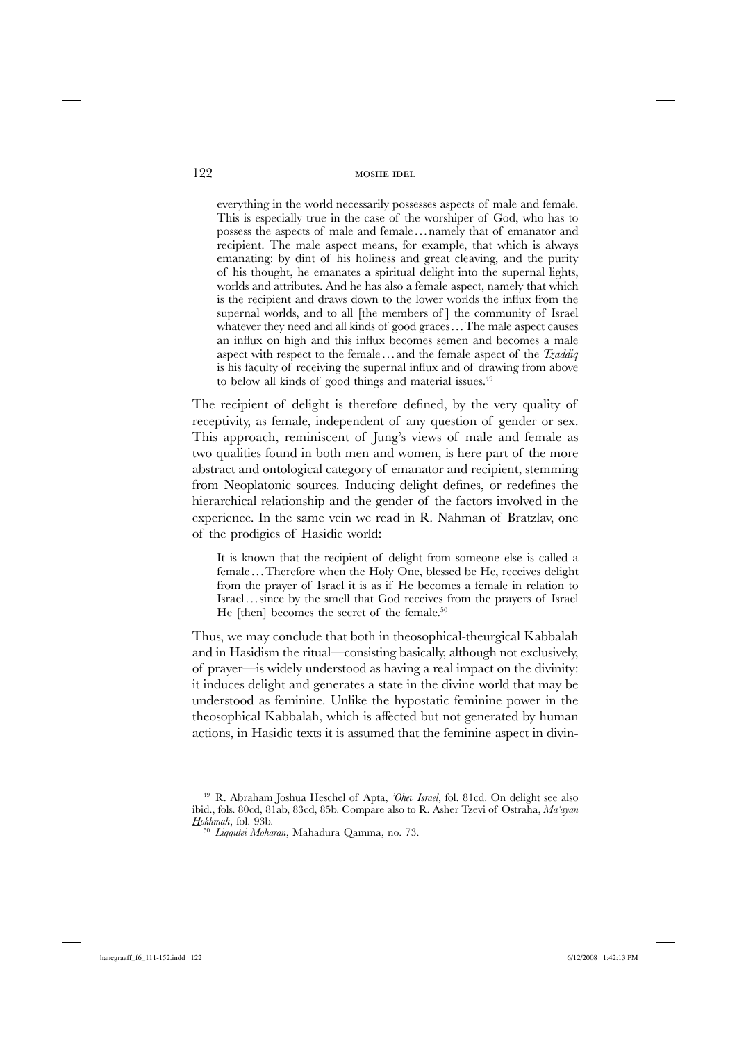> everything in the world necessarily possesses aspects of male and female. This is especially true in the case of the worshiper of God, who has to possess the aspects of male and female . . . namely that of emanator and recipient. The male aspect means, for example, that which is always emanating: by dint of his holiness and great cleaving, and the purity of his thought, he emanates a spiritual delight into the supernal lights, worlds and attributes. And he has also a female aspect, namely that which is the recipient and draws down to the lower worlds the influx from the supernal worlds, and to all [the members of ] the community of Israel whatever they need and all kinds of good graces . . . The male aspect causes an influx on high and this influx becomes semen and becomes a male aspect with respect to the female . . . and the female aspect of the *Tzaddiq* is his faculty of receiving the supernal influx and of drawing from above to below all kinds of good things and material issues.[49]

The recipient of delight is therefore defined, by the very quality of receptivity, as female, independent of any question of gender or sex. This approach, reminiscent of Jung's views of male and female as two qualities found in both men and women, is here part of the more abstract and ontological category of emanator and recipient, stemming from Neoplatonic sources. Inducing delight defines, or redefines the hierarchical relationship and the gender of the factors involved in the experience. In the same vein we read in R. Nahman of Bratzlav, one of the prodigies of Hasidic world:

> It is known that the recipient of delight from someone else is called a female . . . Therefore when the Holy One, blessed be He, receives delight from the prayer of Israel it is as if He becomes a female in relation to Israel . . . since by the smell that God receives from the prayers of Israel He [then] becomes the secret of the female.[50]

Thus, we may conclude that both in theosophical-theurgical Kabbalah and in Hasidism the ritual—consisting basically, although not exclusively, of prayer—is widely understood as having a real impact on the divinity: it induces delight and generates a state in the divine world that may be understood as feminine. Unlike the hypostatic feminine power in the theosophical Kabbalah, which is affected but not generated by human actions, in Hasidic texts it is assumed that the feminine aspect in divin-

---

[49] R. Abraham Joshua Heschel of Apta, *ʾOhev Israel*, fol. 81cd. On delight see also ibid., fols. 80cd, 81ab, 83cd, 85b. Compare also to R. Asher Tzevi of Ostraha, *Maʿayan Hokhmah*, fol. 93b.

[50] *Liqqutei Moharan*, Mahadura Qamma, no. 73.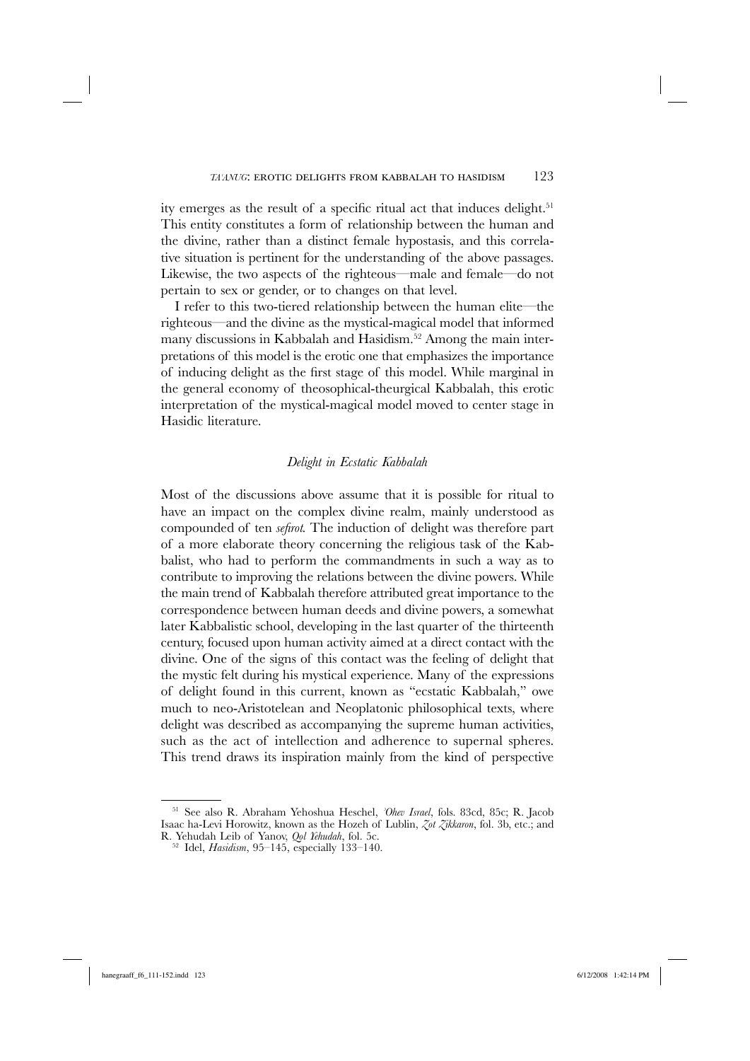ity emerges as the result of a specific ritual act that induces delight.[51] This entity constitutes a form of relationship between the human and the divine, rather than a distinct female hypostasis, and this correlative situation is pertinent for the understanding of the above passages. Likewise, the two aspects of the righteous—male and female—do not pertain to sex or gender, or to changes on that level.

I refer to this two-tiered relationship between the human elite—the righteous—and the divine as the mystical-magical model that informed many discussions in Kabbalah and Hasidism.[52] Among the main interpretations of this model is the erotic one that emphasizes the importance of inducing delight as the first stage of this model. While marginal in the general economy of theosophical-theurgical Kabbalah, this erotic interpretation of the mystical-magical model moved to center stage in Hasidic literature.

### *Delight in Ecstatic Kabbalah*

Most of the discussions above assume that it is possible for ritual to have an impact on the complex divine realm, mainly understood as compounded of ten *sefirot.* The induction of delight was therefore part of a more elaborate theory concerning the religious task of the Kabbalist, who had to perform the commandments in such a way as to contribute to improving the relations between the divine powers. While the main trend of Kabbalah therefore attributed great importance to the correspondence between human deeds and divine powers, a somewhat later Kabbalistic school, developing in the last quarter of the thirteenth century, focused upon human activity aimed at a direct contact with the divine. One of the signs of this contact was the feeling of delight that the mystic felt during his mystical experience. Many of the expressions of delight found in this current, known as "ecstatic Kabbalah," owe much to neo-Aristotelean and Neoplatonic philosophical texts, where delight was described as accompanying the supreme human activities, such as the act of intellection and adherence to supernal spheres. This trend draws its inspiration mainly from the kind of perspective

---

[51] See also R. Abraham Yehoshua Heschel, *'Ohev Israel*, fols. 83cd, 85c; R. Jacob Isaac ha-Levi Horowitz, known as the Hozeh of Lublin, *Zot Zikkaron*, fol. 3b, etc.; and R. Yehudah Leib of Yanov, *Qol Yehudah*, fol. 5c.

[52] Idel, *Hasidism*, 95–145, especially 133–140.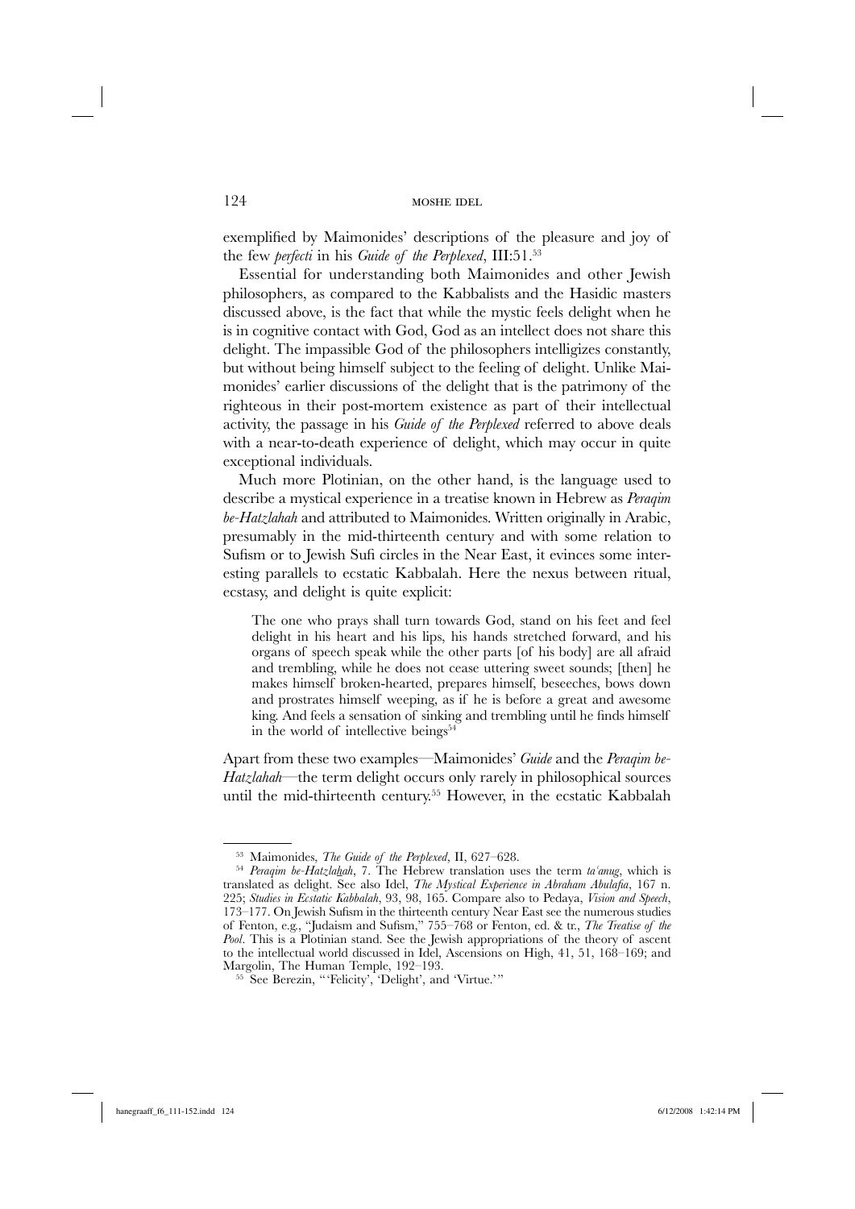exemplified by Maimonides' descriptions of the pleasure and joy of the few *perfecti* in his *Guide of the Perplexed*, III:51.[53]

Essential for understanding both Maimonides and other Jewish philosophers, as compared to the Kabbalists and the Hasidic masters discussed above, is the fact that while the mystic feels delight when he is in cognitive contact with God, God as an intellect does not share this delight. The impassible God of the philosophers intelligizes constantly, but without being himself subject to the feeling of delight. Unlike Maimonides' earlier discussions of the delight that is the patrimony of the righteous in their post-mortem existence as part of their intellectual activity, the passage in his *Guide of the Perplexed* referred to above deals with a near-to-death experience of delight, which may occur in quite exceptional individuals.

Much more Plotinian, on the other hand, is the language used to describe a mystical experience in a treatise known in Hebrew as *Peraqim be-Hatzlahah* and attributed to Maimonides. Written originally in Arabic, presumably in the mid-thirteenth century and with some relation to Sufism or to Jewish Sufi circles in the Near East, it evinces some interesting parallels to ecstatic Kabbalah. Here the nexus between ritual, ecstasy, and delight is quite explicit:

> The one who prays shall turn towards God, stand on his feet and feel delight in his heart and his lips, his hands stretched forward, and his organs of speech speak while the other parts [of his body] are all afraid and trembling, while he does not cease uttering sweet sounds; [then] he makes himself broken-hearted, prepares himself, beseeches, bows down and prostrates himself weeping, as if he is before a great and awesome king. And feels a sensation of sinking and trembling until he finds himself in the world of intellective beings[54]

Apart from these two examples—Maimonides' *Guide* and the *Peraqim be-Hatzlahah*—the term delight occurs only rarely in philosophical sources until the mid-thirteenth century.[55] However, in the ecstatic Kabbalah

---

[53] Maimonides, *The Guide of the Perplexed*, II, 627–628.

[54] *Peraqim be-Hatzlahah*, 7. The Hebrew translation uses the term *ta'anug*, which is translated as delight. See also Idel, *The Mystical Experience in Abraham Abulafia*, 167 n. 225; *Studies in Ecstatic Kabbalah*, 93, 98, 165. Compare also to Pedaya, *Vision and Speech*, 173–177. On Jewish Sufism in the thirteenth century Near East see the numerous studies of Fenton, e.g., "Judaism and Sufism," 755–768 or Fenton, ed. & tr., *The Treatise of the Pool*. This is a Plotinian stand. See the Jewish appropriations of the theory of ascent to the intellectual world discussed in Idel, Ascensions on High, 41, 51, 168–169; and Margolin, The Human Temple, 192–193.

[55] See Berezin, "'Felicity', 'Delight', and 'Virtue.'"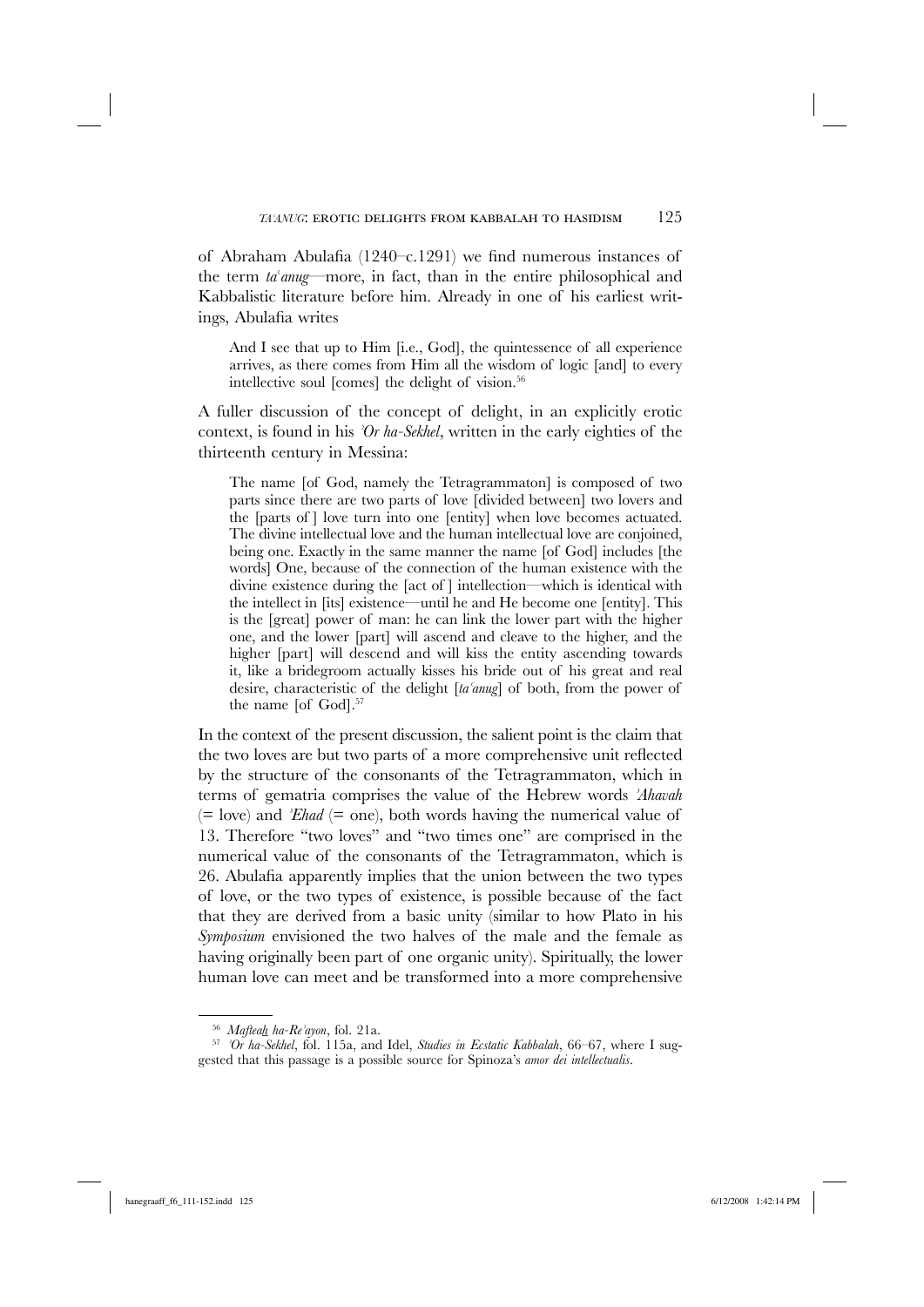of Abraham Abulafia (1240–c.1291) we find numerous instances of the term *ta'anug*—more, in fact, than in the entire philosophical and Kabbalistic literature before him. Already in one of his earliest writings, Abulafia writes

> And I see that up to Him [i.e., God], the quintessence of all experience arrives, as there comes from Him all the wisdom of logic [and] to every intellective soul [comes] the delight of vision.[56]

A fuller discussion of the concept of delight, in an explicitly erotic context, is found in his *'Or ha-Sekhel*, written in the early eighties of the thirteenth century in Messina:

> The name [of God, namely the Tetragrammaton] is composed of two parts since there are two parts of love [divided between] two lovers and the [parts of] love turn into one [entity] when love becomes actuated. The divine intellectual love and the human intellectual love are conjoined, being one. Exactly in the same manner the name [of God] includes [the words] One, because of the connection of the human existence with the divine existence during the [act of] intellection—which is identical with the intellect in [its] existence—until he and He become one [entity]. This is the [great] power of man: he can link the lower part with the higher one, and the lower [part] will ascend and cleave to the higher, and the higher [part] will descend and will kiss the entity ascending towards it, like a bridegroom actually kisses his bride out of his great and real desire, characteristic of the delight [*ta'anug*] of both, from the power of the name [of God].[57]

In the context of the present discussion, the salient point is the claim that the two loves are but two parts of a more comprehensive unit reflected by the structure of the consonants of the Tetragrammaton, which in terms of gematria comprises the value of the Hebrew words *'Ahavah* (= love) and *'Ehad* (= one), both words having the numerical value of 13. Therefore "two loves" and "two times one" are comprised in the numerical value of the consonants of the Tetragrammaton, which is 26. Abulafia apparently implies that the union between the two types of love, or the two types of existence, is possible because of the fact that they are derived from a basic unity (similar to how Plato in his *Symposium* envisioned the two halves of the male and the female as having originally been part of one organic unity). Spiritually, the lower human love can meet and be transformed into a more comprehensive

---

[56] *Mafteah ha-Re'ayon*, fol. 21a.

[57] *'Or ha-Sekhel*, fol. 115a, and Idel, *Studies in Ecstatic Kabbalah*, 66–67, where I suggested that this passage is a possible source for Spinoza's *amor dei intellectualis*.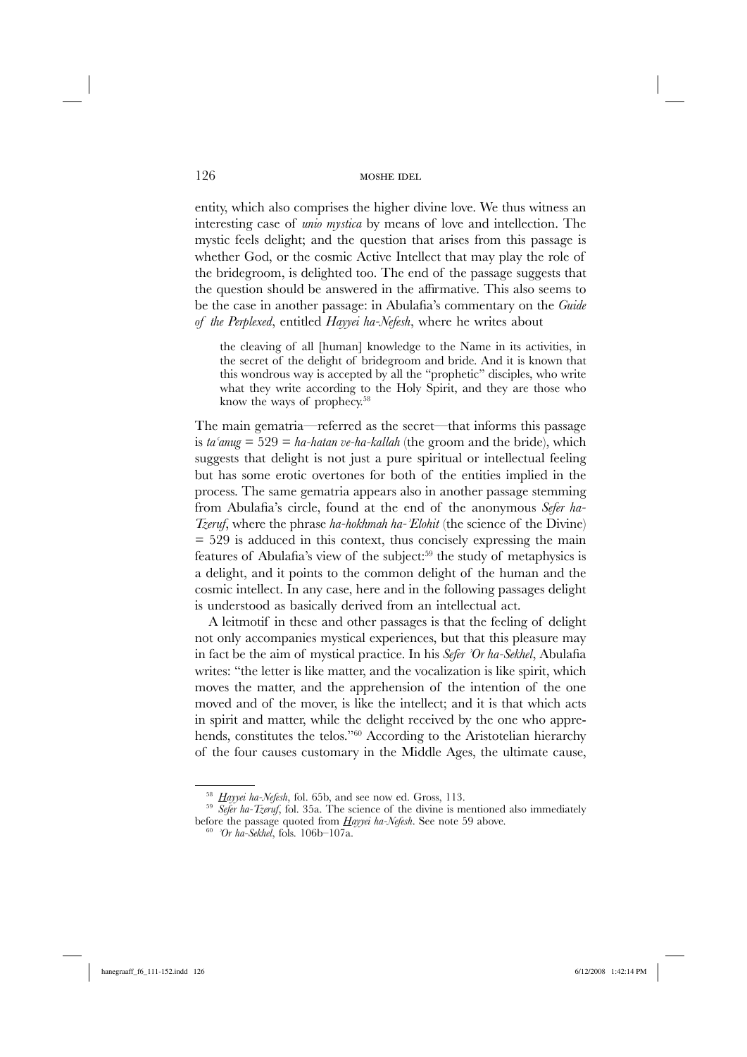entity, which also comprises the higher divine love. We thus witness an interesting case of *unio mystica* by means of love and intellection. The mystic feels delight; and the question that arises from this passage is whether God, or the cosmic Active Intellect that may play the role of the bridegroom, is delighted too. The end of the passage suggests that the question should be answered in the affirmative. This also seems to be the case in another passage: in Abulafia's commentary on the *Guide of the Perplexed*, entitled *Hayyei ha-Nefesh*, where he writes about

> the cleaving of all [human] knowledge to the Name in its activities, in the secret of the delight of bridegroom and bride. And it is known that this wondrous way is accepted by all the "prophetic" disciples, who write what they write according to the Holy Spirit, and they are those who know the ways of prophecy.[58]

The main gematria—referred as the secret—that informs this passage is *ta'anug* = 529 = *ha-hatan ve-ha-kallah* (the groom and the bride), which suggests that delight is not just a pure spiritual or intellectual feeling but has some erotic overtones for both of the entities implied in the process. The same gematria appears also in another passage stemming from Abulafia's circle, found at the end of the anonymous *Sefer ha-Tzeruf*, where the phrase *ha-hokhmah ha-'Elohit* (the science of the Divine) = 529 is adduced in this context, thus concisely expressing the main features of Abulafia's view of the subject:[59] the study of metaphysics is a delight, and it points to the common delight of the human and the cosmic intellect. In any case, here and in the following passages delight is understood as basically derived from an intellectual act.

A leitmotif in these and other passages is that the feeling of delight not only accompanies mystical experiences, but that this pleasure may in fact be the aim of mystical practice. In his *Sefer 'Or ha-Sekhel*, Abulafia writes: "the letter is like matter, and the vocalization is like spirit, which moves the matter, and the apprehension of the intention of the one moved and of the mover, is like the intellect; and it is that which acts in spirit and matter, while the delight received by the one who apprehends, constitutes the telos."[60] According to the Aristotelian hierarchy of the four causes customary in the Middle Ages, the ultimate cause,

---

[58] *Hayyei ha-Nefesh*, fol. 65b, and see now ed. Gross, 113.

[59] *Sefer ha-Tzeruf*, fol. 35a. The science of the divine is mentioned also immediately before the passage quoted from *Hayyei ha-Nefesh*. See note 59 above.

[60] *'Or ha-Sekhel*, fols. 106b–107a.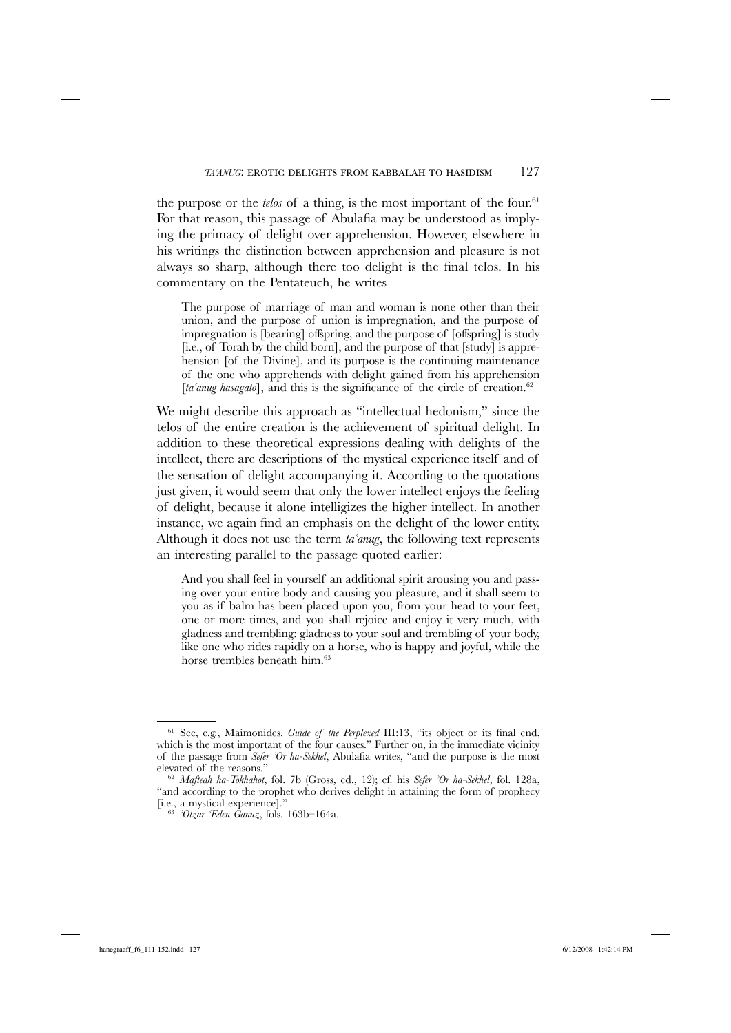the purpose or the *telos* of a thing, is the most important of the four.[61] For that reason, this passage of Abulafia may be understood as implying the primacy of delight over apprehension. However, elsewhere in his writings the distinction between apprehension and pleasure is not always so sharp, although there too delight is the final telos. In his commentary on the Pentateuch, he writes

> The purpose of marriage of man and woman is none other than their union, and the purpose of union is impregnation, and the purpose of impregnation is [bearing] offspring, and the purpose of [offspring] is study [i.e., of Torah by the child born], and the purpose of that [study] is apprehension [of the Divine], and its purpose is the continuing maintenance of the one who apprehends with delight gained from his apprehension [*ta'anug hasagato*], and this is the significance of the circle of creation.[62]

We might describe this approach as "intellectual hedonism," since the telos of the entire creation is the achievement of spiritual delight. In addition to these theoretical expressions dealing with delights of the intellect, there are descriptions of the mystical experience itself and of the sensation of delight accompanying it. According to the quotations just given, it would seem that only the lower intellect enjoys the feeling of delight, because it alone intelligizes the higher intellect. In another instance, we again find an emphasis on the delight of the lower entity. Although it does not use the term *ta'anug*, the following text represents an interesting parallel to the passage quoted earlier:

> And you shall feel in yourself an additional spirit arousing you and passing over your entire body and causing you pleasure, and it shall seem to you as if balm has been placed upon you, from your head to your feet, one or more times, and you shall rejoice and enjoy it very much, with gladness and trembling: gladness to your soul and trembling of your body, like one who rides rapidly on a horse, who is happy and joyful, while the horse trembles beneath him.[63]

---

[61] See, e.g., Maimonides, *Guide of the Perplexed* III:13, "its object or its final end, which is the most important of the four causes." Further on, in the immediate vicinity of the passage from *Sefer 'Or ha-Sekhel*, Abulafia writes, "and the purpose is the most elevated of the reasons."

[62] *Mafteah ha-Tokhahot*, fol. 7b (Gross, ed., 12); cf. his *Sefer 'Or ha-Sekhel*, fol. 128a, "and according to the prophet who derives delight in attaining the form of prophecy [i.e., a mystical experience]."

[63] *'Otzar 'Eden Ganuz*, fols. 163b–164a.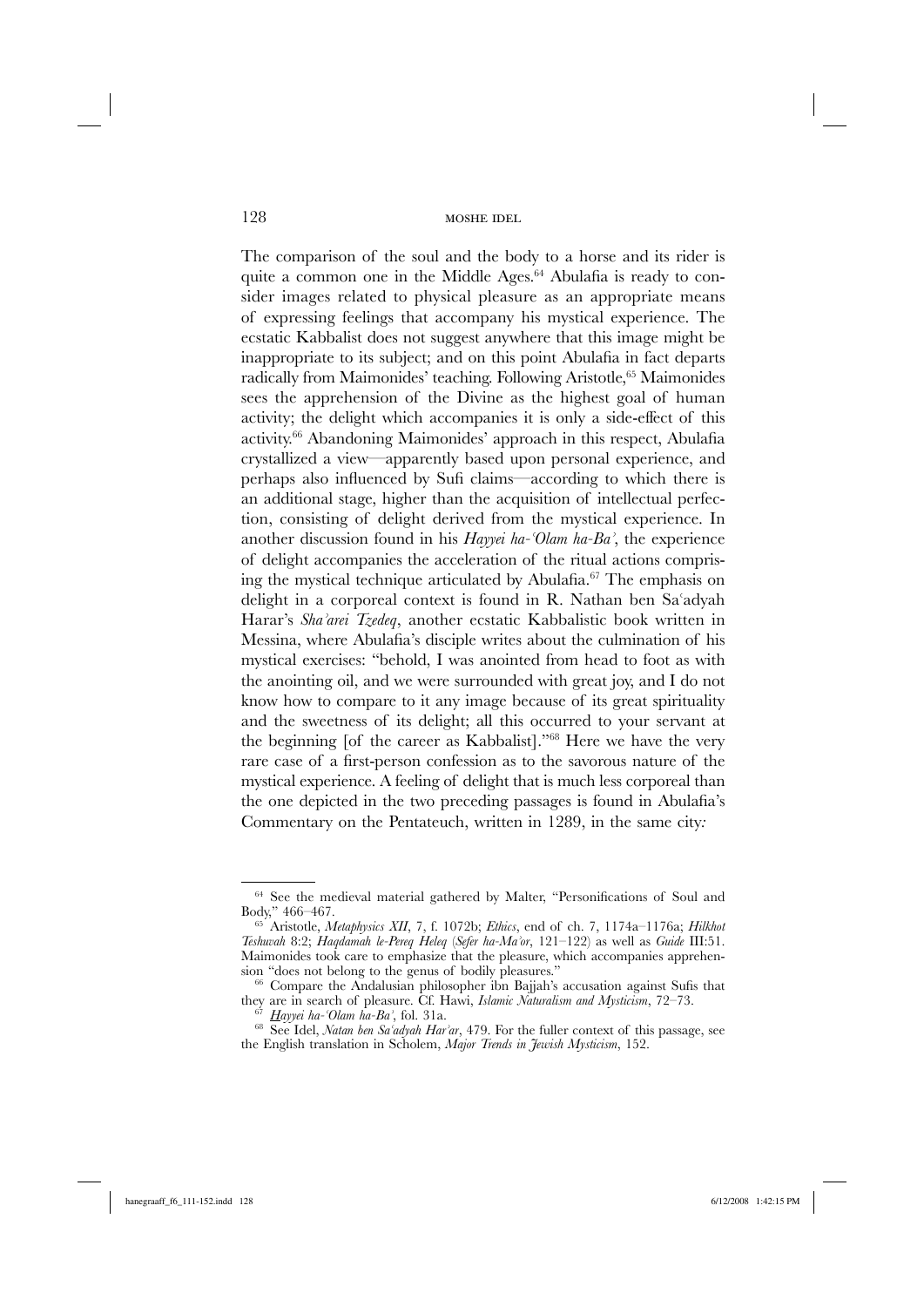The comparison of the soul and the body to a horse and its rider is quite a common one in the Middle Ages.[64] Abulafia is ready to consider images related to physical pleasure as an appropriate means of expressing feelings that accompany his mystical experience. The ecstatic Kabbalist does not suggest anywhere that this image might be inappropriate to its subject; and on this point Abulafia in fact departs radically from Maimonides' teaching. Following Aristotle,[65] Maimonides sees the apprehension of the Divine as the highest goal of human activity; the delight which accompanies it is only a side-effect of this activity.[66] Abandoning Maimonides' approach in this respect, Abulafia crystallized a view—apparently based upon personal experience, and perhaps also influenced by Sufi claims—according to which there is an additional stage, higher than the acquisition of intellectual perfection, consisting of delight derived from the mystical experience. In another discussion found in his *Hayyei ha-'Olam ha-Ba'*, the experience of delight accompanies the acceleration of the ritual actions comprising the mystical technique articulated by Abulafia.[67] The emphasis on delight in a corporeal context is found in R. Nathan ben Sa'adyah Harar's *Sha'arei Tzedeq*, another ecstatic Kabbalistic book written in Messina, where Abulafia's disciple writes about the culmination of his mystical exercises: "behold, I was anointed from head to foot as with the anointing oil, and we were surrounded with great joy, and I do not know how to compare to it any image because of its great spirituality and the sweetness of its delight; all this occurred to your servant at the beginning [of the career as Kabbalist]."[68] Here we have the very rare case of a first-person confession as to the savorous nature of the mystical experience. A feeling of delight that is much less corporeal than the one depicted in the two preceding passages is found in Abulafia's Commentary on the Pentateuch, written in 1289, in the same city:

---

[64] See the medieval material gathered by Malter, "Personifications of Soul and Body," 466–467.

[65] Aristotle, *Metaphysics XII*, 7, f. 1072b; *Ethics*, end of ch. 7, 1174a–1176a; *Hilkhot Teshuvah* 8:2; *Haqdamah le-Pereq Heleq* (*Sefer ha-Ma'or*, 121–122) as well as *Guide* III:51. Maimonides took care to emphasize that the pleasure, which accompanies apprehension "does not belong to the genus of bodily pleasures."

[66] Compare the Andalusian philosopher ibn Bajjah's accusation against Sufis that they are in search of pleasure. Cf. Hawi, *Islamic Naturalism and Mysticism*, 72–73.

[67] *Hayyei ha-'Olam ha-Ba'*, fol. 31a.

[68] See Idel, *Natan ben Sa'adyah Har'ar*, 479. For the fuller context of this passage, see the English translation in Scholem, *Major Trends in Jewish Mysticism*, 152.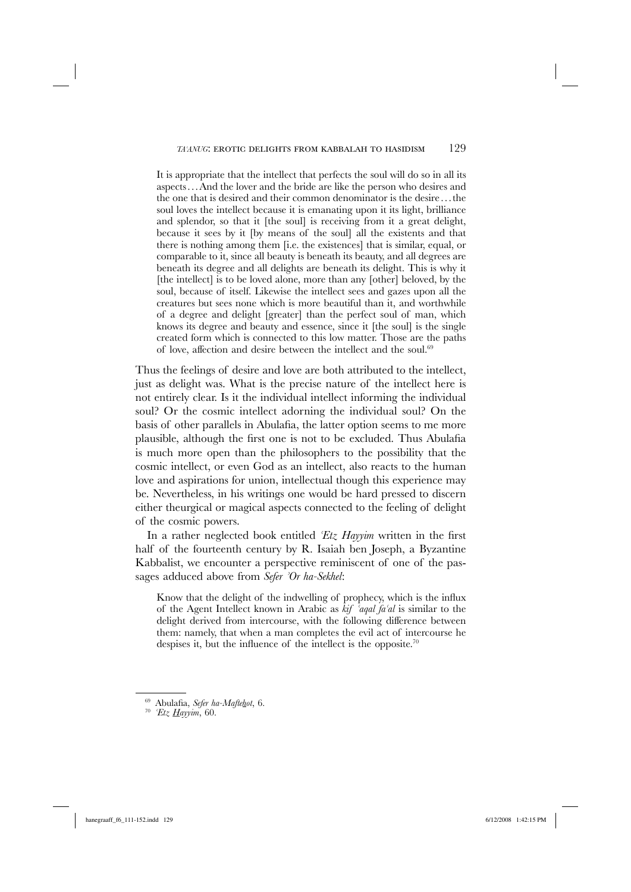> It is appropriate that the intellect that perfects the soul will do so in all its aspects…And the lover and the bride are like the person who desires and the one that is desired and their common denominator is the desire…the soul loves the intellect because it is emanating upon it its light, brilliance and splendor, so that it [the soul] is receiving from it a great delight, because it sees by it [by means of the soul] all the existents and that there is nothing among them [i.e. the existences] that is similar, equal, or comparable to it, since all beauty is beneath its beauty, and all degrees are beneath its degree and all delights are beneath its delight. This is why it [the intellect] is to be loved alone, more than any [other] beloved, by the soul, because of itself. Likewise the intellect sees and gazes upon all the creatures but sees none which is more beautiful than it, and worthwhile of a degree and delight [greater] than the perfect soul of man, which knows its degree and beauty and essence, since it [the soul] is the single created form which is connected to this low matter. Those are the paths of love, affection and desire between the intellect and the soul.[69]

Thus the feelings of desire and love are both attributed to the intellect, just as delight was. What is the precise nature of the intellect here is not entirely clear. Is it the individual intellect informing the individual soul? Or the cosmic intellect adorning the individual soul? On the basis of other parallels in Abulafia, the latter option seems to me more plausible, although the first one is not to be excluded. Thus Abulafia is much more open than the philosophers to the possibility that the cosmic intellect, or even God as an intellect, also reacts to the human love and aspirations for union, intellectual though this experience may be. Nevertheless, in his writings one would be hard pressed to discern either theurgical or magical aspects connected to the feeling of delight of the cosmic powers.

In a rather neglected book entitled *ʿEtz Hayyim* written in the first half of the fourteenth century by R. Isaiah ben Joseph, a Byzantine Kabbalist, we encounter a perspective reminiscent of one of the passages adduced above from *Sefer ʾOr ha-Sekhel*:

> Know that the delight of the indwelling of prophecy, which is the influx of the Agent Intellect known in Arabic as *kif ʿaqal faʿal* is similar to the delight derived from intercourse, with the following difference between them: namely, that when a man completes the evil act of intercourse he despises it, but the influence of the intellect is the opposite.[70]

---

[69] Abulafia, *Sefer ha-Mafteḥot*, 6.

[70] *ʿEtz Ḥayyim*, 60.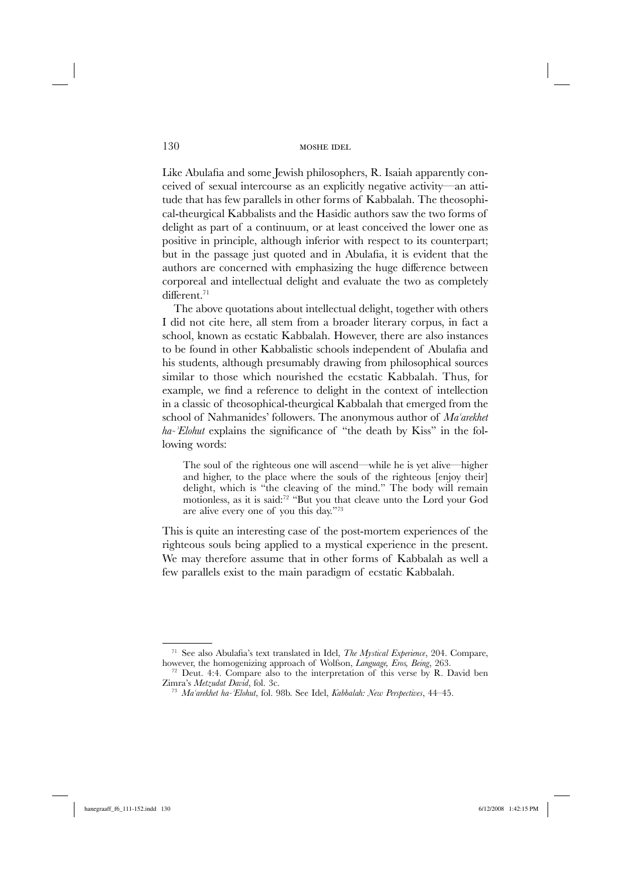Like Abulafia and some Jewish philosophers, R. Isaiah apparently conceived of sexual intercourse as an explicitly negative activity—an attitude that has few parallels in other forms of Kabbalah. The theosophical-theurgical Kabbalists and the Hasidic authors saw the two forms of delight as part of a continuum, or at least conceived the lower one as positive in principle, although inferior with respect to its counterpart; but in the passage just quoted and in Abulafia, it is evident that the authors are concerned with emphasizing the huge difference between corporeal and intellectual delight and evaluate the two as completely different.[71]

The above quotations about intellectual delight, together with others I did not cite here, all stem from a broader literary corpus, in fact a school, known as ecstatic Kabbalah. However, there are also instances to be found in other Kabbalistic schools independent of Abulafia and his students, although presumably drawing from philosophical sources similar to those which nourished the ecstatic Kabbalah. Thus, for example, we find a reference to delight in the context of intellection in a classic of theosophical-theurgical Kabbalah that emerged from the school of Nahmanides' followers. The anonymous author of *Maʿarekhet ha-ʾElohut* explains the significance of "the death by Kiss" in the following words:

> The soul of the righteous one will ascend—while he is yet alive—higher and higher, to the place where the souls of the righteous [enjoy their] delight, which is "the cleaving of the mind." The body will remain motionless, as it is said:[72] "But you that cleave unto the Lord your God are alive every one of you this day."[73]

This is quite an interesting case of the post-mortem experiences of the righteous souls being applied to a mystical experience in the present. We may therefore assume that in other forms of Kabbalah as well a few parallels exist to the main paradigm of ecstatic Kabbalah.

---

[71] See also Abulafia's text translated in Idel, *The Mystical Experience*, 204. Compare, however, the homogenizing approach of Wolfson, *Language, Eros, Being*, 263.

[72] Deut. 4:4. Compare also to the interpretation of this verse by R. David ben Zimra's *Metzudat David*, fol. 3c.

[73] *Maʿarekhet ha-ʾElohut*, fol. 98b. See Idel, *Kabbalah: New Perspectives*, 44–45.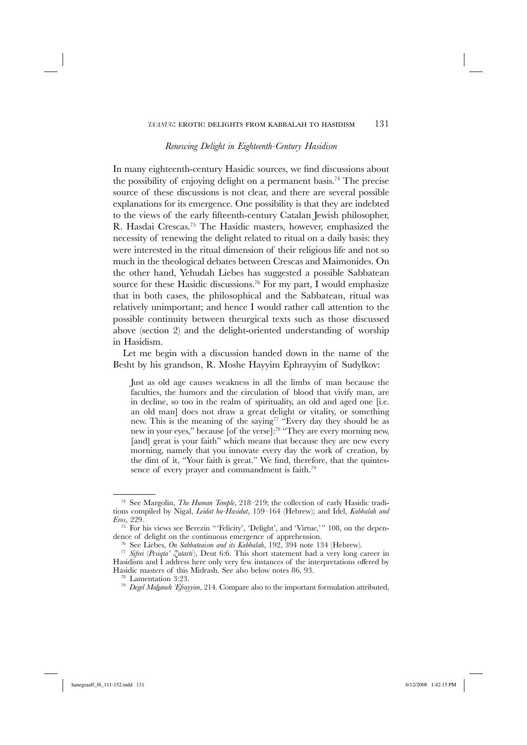## *Renewing Delight in Eighteenth-Century Hasidism*

In many eighteenth-century Hasidic sources, we find discussions about the possibility of enjoying delight on a permanent basis.[74] The precise source of these discussions is not clear, and there are several possible explanations for its emergence. One possibility is that they are indebted to the views of the early fifteenth-century Catalan Jewish philosopher, R. Hasdai Crescas.[75] The Hasidic masters, however, emphasized the necessity of renewing the delight related to ritual on a daily basis: they were interested in the ritual dimension of their religious life and not so much in the theological debates between Crescas and Maimonides. On the other hand, Yehudah Liebes has suggested a possible Sabbatean source for these Hasidic discussions.[76] For my part, I would emphasize that in both cases, the philosophical and the Sabbatean, ritual was relatively unimportant; and hence I would rather call attention to the possible continuity between theurgical texts such as those discussed above (section 2) and the delight-oriented understanding of worship in Hasidism.

Let me begin with a discussion handed down in the name of the Besht by his grandson, R. Moshe Hayyim Ephrayyim of Sudylkov:

> Just as old age causes weakness in all the limbs of man because the faculties, the humors and the circulation of blood that vivify man, are in decline, so too in the realm of spirituality, an old and aged one [i.e. an old man] does not draw a great delight or vitality, or something new. This is the meaning of the saying[77] "Every day they should be as new in your eyes," because [of the verse]:[78] "They are every morning new, [and] great is your faith" which means that because they are new every morning, namely that you innovate every day the work of creation, by the dint of it, "Your faith is great." We find, therefore, that the quintessence of every prayer and commandment is faith.[79]

---

[74] See Margolin, *The Human Temple*, 218–219; the collection of early Hasidic traditions compiled by Nigal, *Leidat ha-Hasidut*, 159–164 (Hebrew); and Idel, *Kabbalah and Eros*, 229.

[75] For his views see Berezin "'Felicity', 'Delight', and 'Virtue,'" 108, on the dependence of delight on the continuous emergence of apprehension.

[76] See Liebes, *On Sabbateaism and its Kabbalah*, 192, 394 note 134 (Hebrew).

[77] *Sifrei* (*Pesiqta' Zutarti*), Deut 6:6. This short statement had a very long career in Hasidism and I address here only very few instances of the interpretations offered by Hasidic masters of this Midrash. See also below notes 86, 93.

[78] Lamentation 3:23.

[79] *Degel Mahaneh 'Efrayyim*, 214. Compare also to the important formulation attributed,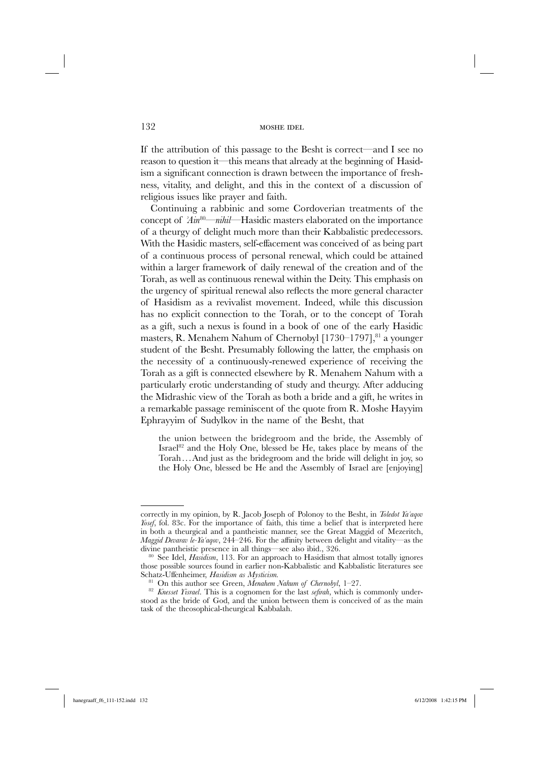If the attribution of this passage to the Besht is correct—and I see no reason to question it—this means that already at the beginning of Hasidism a significant connection is drawn between the importance of freshness, vitality, and delight, and this in the context of a discussion of religious issues like prayer and faith.

Continuing a rabbinic and some Cordoverian treatments of the concept of *'Ain*[80]—*nihil*—Hasidic masters elaborated on the importance of a theurgy of delight much more than their Kabbalistic predecessors. With the Hasidic masters, self-effacement was conceived of as being part of a continuous process of personal renewal, which could be attained within a larger framework of daily renewal of the creation and of the Torah, as well as continuous renewal within the Deity. This emphasis on the urgency of spiritual renewal also reflects the more general character of Hasidism as a revivalist movement. Indeed, while this discussion has no explicit connection to the Torah, or to the concept of Torah as a gift, such a nexus is found in a book of one of the early Hasidic masters, R. Menahem Nahum of Chernobyl [1730–1797],[81] a younger student of the Besht. Presumably following the latter, the emphasis on the necessity of a continuously-renewed experience of receiving the Torah as a gift is connected elsewhere by R. Menahem Nahum with a particularly erotic understanding of study and theurgy. After adducing the Midrashic view of the Torah as both a bride and a gift, he writes in a remarkable passage reminiscent of the quote from R. Moshe Hayyim Ephrayyim of Sudylkov in the name of the Besht, that

> the union between the bridegroom and the bride, the Assembly of Israel[82] and the Holy One, blessed be He, takes place by means of the Torah . . . And just as the bridegroom and the bride will delight in joy, so the Holy One, blessed be He and the Assembly of Israel are [enjoying]

---

correctly in my opinion, by R. Jacob Joseph of Polonoy to the Besht, in *Toledot Ya'aqov Yosef*, fol. 83c. For the importance of faith, this time a belief that is interpreted here in both a theurgical and a pantheistic manner, see the Great Maggid of Mezeritch, *Maggid Devarav le-Ya'aqov*, 244–246. For the affinity between delight and vitality—as the divine pantheistic presence in all things—see also ibid., 326.

[80] See Idel, *Hasidism*, 113. For an approach to Hasidism that almost totally ignores those possible sources found in earlier non-Kabbalistic and Kabbalistic literatures see Schatz-Uffenheimer, *Hasidism as Mysticism*.

[81] On this author see Green, *Menahem Nahum of Chernobyl*, 1–27.

[82] *Knesset Yisrael*. This is a cognomen for the last *sefirah*, which is commonly understood as the bride of God, and the union between them is conceived of as the main task of the theosophical-theurgical Kabbalah.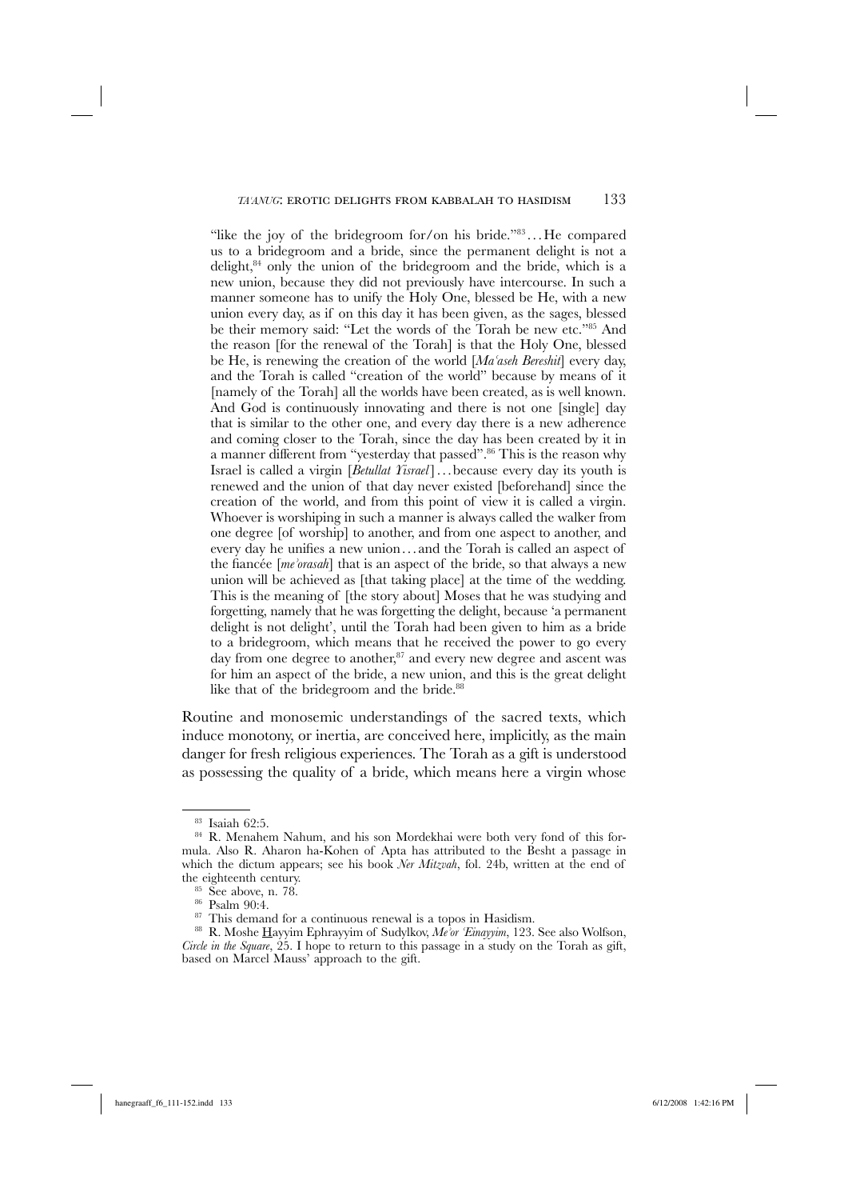"like the joy of the bridegroom for/on his bride."[83] . . . He compared us to a bridegroom and a bride, since the permanent delight is not a delight,[84] only the union of the bridegroom and the bride, which is a new union, because they did not previously have intercourse. In such a manner someone has to unify the Holy One, blessed be He, with a new union every day, as if on this day it has been given, as the sages, blessed be their memory said: "Let the words of the Torah be new etc."[85] And the reason [for the renewal of the Torah] is that the Holy One, blessed be He, is renewing the creation of the world [*Ma'aseh Bereshit*] every day, and the Torah is called "creation of the world" because by means of it [namely of the Torah] all the worlds have been created, as is well known. And God is continuously innovating and there is not one [single] day that is similar to the other one, and every day there is a new adherence and coming closer to the Torah, since the day has been created by it in a manner different from "yesterday that passed".[86] This is the reason why Israel is called a virgin [*Betullat Yisrael*] . . . because every day its youth is renewed and the union of that day never existed [beforehand] since the creation of the world, and from this point of view it is called a virgin. Whoever is worshiping in such a manner is always called the walker from one degree [of worship] to another, and from one aspect to another, and every day he unifies a new union . . . and the Torah is called an aspect of the fiancée [*me'orasah*] that is an aspect of the bride, so that always a new union will be achieved as [that taking place] at the time of the wedding. This is the meaning of [the story about] Moses that he was studying and forgetting, namely that he was forgetting the delight, because 'a permanent delight is not delight', until the Torah had been given to him as a bride to a bridegroom, which means that he received the power to go every day from one degree to another,[87] and every new degree and ascent was for him an aspect of the bride, a new union, and this is the great delight like that of the bridegroom and the bride.[88]

Routine and monosemic understandings of the sacred texts, which induce monotony, or inertia, are conceived here, implicitly, as the main danger for fresh religious experiences. The Torah as a gift is understood as possessing the quality of a bride, which means here a virgin whose

---

[83] Isaiah 62:5.

[84] R. Menahem Nahum, and his son Mordekhai were both very fond of this formula. Also R. Aharon ha-Kohen of Apta has attributed to the Besht a passage in which the dictum appears; see his book *Ner Mitzvah*, fol. 24b, written at the end of the eighteenth century.

[85] See above, n. 78.

[86] Psalm 90:4.

[87] This demand for a continuous renewal is a topos in Hasidism.

[88] R. Moshe Hayyim Ephrayyim of Sudylkov, *Me'or 'Einayyim*, 123. See also Wolfson, *Circle in the Square*, 25. I hope to return to this passage in a study on the Torah as gift, based on Marcel Mauss' approach to the gift.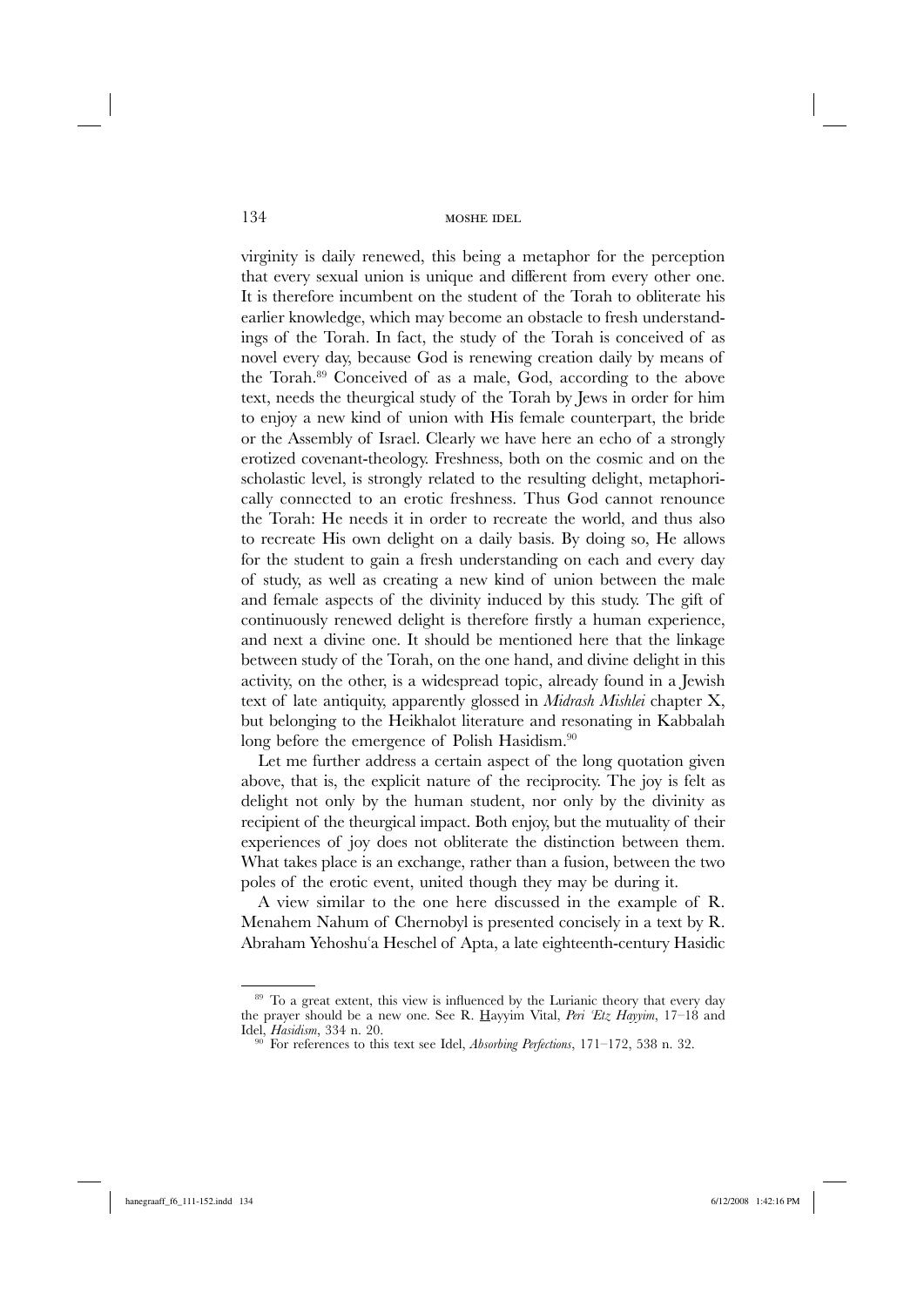virginity is daily renewed, this being a metaphor for the perception that every sexual union is unique and different from every other one. It is therefore incumbent on the student of the Torah to obliterate his earlier knowledge, which may become an obstacle to fresh understandings of the Torah. In fact, the study of the Torah is conceived of as novel every day, because God is renewing creation daily by means of the Torah.[89] Conceived of as a male, God, according to the above text, needs the theurgical study of the Torah by Jews in order for him to enjoy a new kind of union with His female counterpart, the bride or the Assembly of Israel. Clearly we have here an echo of a strongly erotized covenant-theology. Freshness, both on the cosmic and on the scholastic level, is strongly related to the resulting delight, metaphorically connected to an erotic freshness. Thus God cannot renounce the Torah: He needs it in order to recreate the world, and thus also to recreate His own delight on a daily basis. By doing so, He allows for the student to gain a fresh understanding on each and every day of study, as well as creating a new kind of union between the male and female aspects of the divinity induced by this study. The gift of continuously renewed delight is therefore firstly a human experience, and next a divine one. It should be mentioned here that the linkage between study of the Torah, on the one hand, and divine delight in this activity, on the other, is a widespread topic, already found in a Jewish text of late antiquity, apparently glossed in *Midrash Mishlei* chapter X, but belonging to the Heikhalot literature and resonating in Kabbalah long before the emergence of Polish Hasidism.[90]

Let me further address a certain aspect of the long quotation given above, that is, the explicit nature of the reciprocity. The joy is felt as delight not only by the human student, nor only by the divinity as recipient of the theurgical impact. Both enjoy, but the mutuality of their experiences of joy does not obliterate the distinction between them. What takes place is an exchange, rather than a fusion, between the two poles of the erotic event, united though they may be during it.

A view similar to the one here discussed in the example of R. Menahem Nahum of Chernobyl is presented concisely in a text by R. Abraham Yehoshuʿa Heschel of Apta, a late eighteenth-century Hasidic

---

[89] To a great extent, this view is influenced by the Lurianic theory that every day the prayer should be a new one. See R. Hayyim Vital, *Peri ʿEtz Hayyim*, 17–18 and Idel, *Hasidism*, 334 n. 20.

[90] For references to this text see Idel, *Absorbing Perfections*, 171–172, 538 n. 32.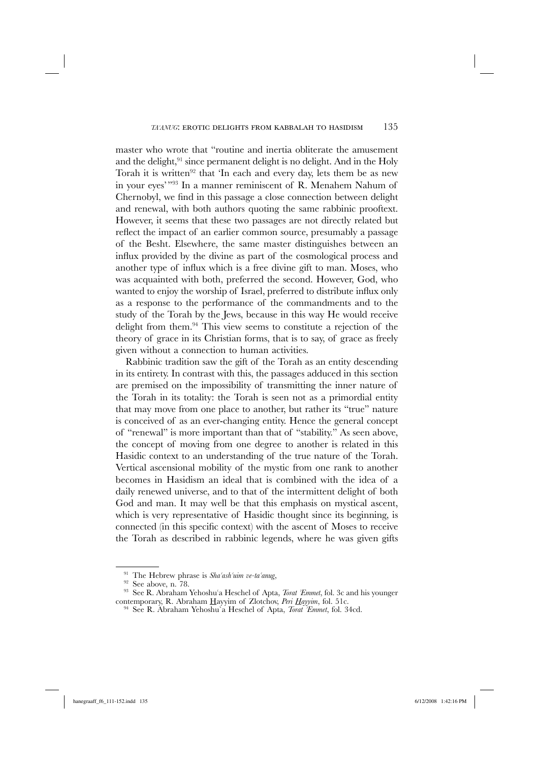master who wrote that "routine and inertia obliterate the amusement and the delight,[91] since permanent delight is no delight. And in the Holy Torah it is written[92] that 'In each and every day, lets them be as new in your eyes'"[93] In a manner reminiscent of R. Menahem Nahum of Chernobyl, we find in this passage a close connection between delight and renewal, with both authors quoting the same rabbinic prooftext. However, it seems that these two passages are not directly related but reflect the impact of an earlier common source, presumably a passage of the Besht. Elsewhere, the same master distinguishes between an influx provided by the divine as part of the cosmological process and another type of influx which is a free divine gift to man. Moses, who was acquainted with both, preferred the second. However, God, who wanted to enjoy the worship of Israel, preferred to distribute influx only as a response to the performance of the commandments and to the study of the Torah by the Jews, because in this way He would receive delight from them.[94] This view seems to constitute a rejection of the theory of grace in its Christian forms, that is to say, of grace as freely given without a connection to human activities.

Rabbinic tradition saw the gift of the Torah as an entity descending in its entirety. In contrast with this, the passages adduced in this section are premised on the impossibility of transmitting the inner nature of the Torah in its totality: the Torah is seen not as a primordial entity that may move from one place to another, but rather its "true" nature is conceived of as an ever-changing entity. Hence the general concept of "renewal" is more important than that of "stability." As seen above, the concept of moving from one degree to another is related in this Hasidic context to an understanding of the true nature of the Torah. Vertical ascensional mobility of the mystic from one rank to another becomes in Hasidism an ideal that is combined with the idea of a daily renewed universe, and to that of the intermittent delight of both God and man. It may well be that this emphasis on mystical ascent, which is very representative of Hasidic thought since its beginning, is connected (in this specific context) with the ascent of Moses to receive the Torah as described in rabbinic legends, where he was given gifts

---

[91] The Hebrew phrase is *Sha'ash'uim ve-ta'anug*,

[92] See above, n. 78.

[93] See R. Abraham Yehoshu'a Heschel of Apta, *Torat 'Emmet*, fol. 3c and his younger contemporary, R. Abraham Hayyim of Zlotchov, *Peri Hayyim*, fol. 51c.

[94] See R. Abraham Yehoshu'a Heschel of Apta, *Torat 'Emmet*, fol. 34cd.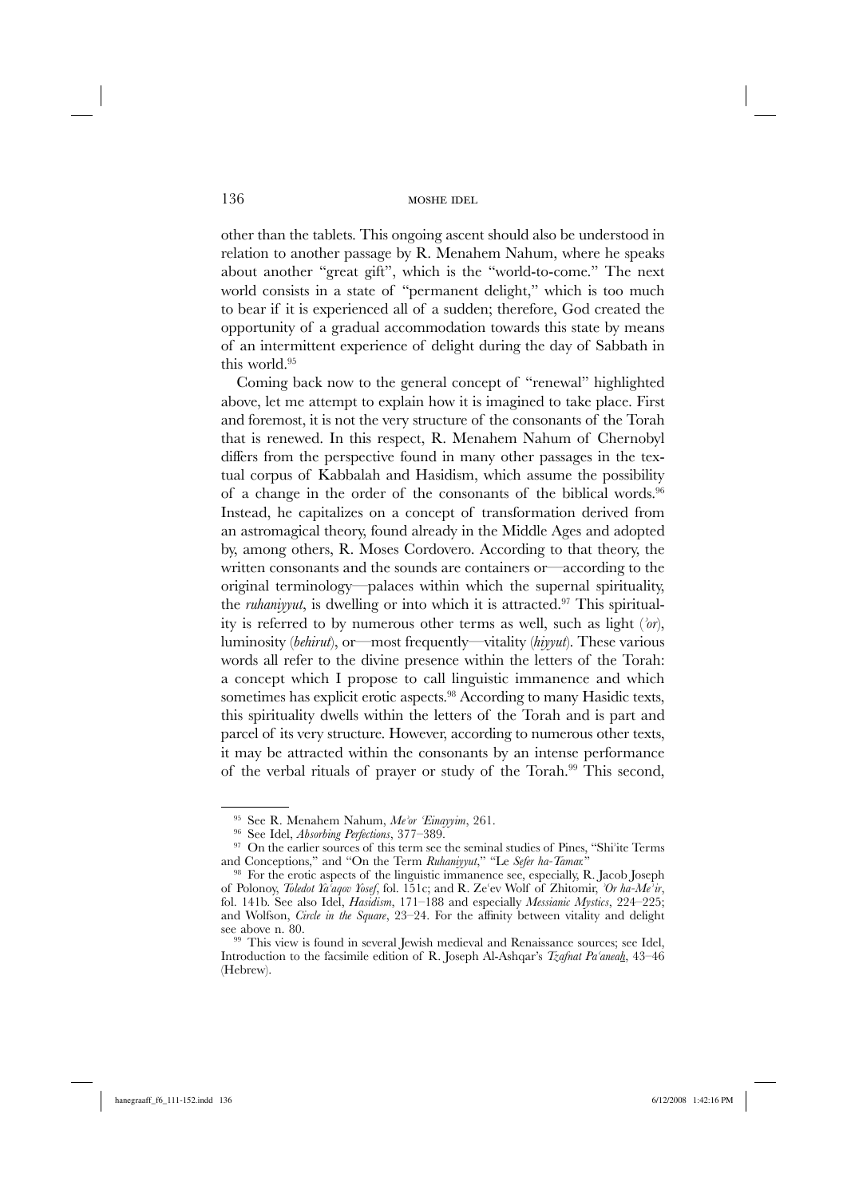other than the tablets. This ongoing ascent should also be understood in relation to another passage by R. Menahem Nahum, where he speaks about another "great gift", which is the "world-to-come." The next world consists in a state of "permanent delight," which is too much to bear if it is experienced all of a sudden; therefore, God created the opportunity of a gradual accommodation towards this state by means of an intermittent experience of delight during the day of Sabbath in this world.[95]

Coming back now to the general concept of "renewal" highlighted above, let me attempt to explain how it is imagined to take place. First and foremost, it is not the very structure of the consonants of the Torah that is renewed. In this respect, R. Menahem Nahum of Chernobyl differs from the perspective found in many other passages in the textual corpus of Kabbalah and Hasidism, which assume the possibility of a change in the order of the consonants of the biblical words.[96] Instead, he capitalizes on a concept of transformation derived from an astromagical theory, found already in the Middle Ages and adopted by, among others, R. Moses Cordovero. According to that theory, the written consonants and the sounds are containers or—according to the original terminology—palaces within which the supernal spirituality, the *ruhaniyyut*, is dwelling or into which it is attracted.[97] This spirituality is referred to by numerous other terms as well, such as light (*'or*), luminosity (*behirut*), or—most frequently—vitality (*hiyyut*). These various words all refer to the divine presence within the letters of the Torah: a concept which I propose to call linguistic immanence and which sometimes has explicit erotic aspects.[98] According to many Hasidic texts, this spirituality dwells within the letters of the Torah and is part and parcel of its very structure. However, according to numerous other texts, it may be attracted within the consonants by an intense performance of the verbal rituals of prayer or study of the Torah.[99] This second,

---

[95] See R. Menahem Nahum, *Me'or 'Einayyim*, 261.

[96] See Idel, *Absorbing Perfections*, 377–389.

[97] On the earlier sources of this term see the seminal studies of Pines, "Shi'ite Terms and Conceptions," and "On the Term *Ruhaniyyut*," "Le *Sefer ha-Tamar*."

[98] For the erotic aspects of the linguistic immanence see, especially, R. Jacob Joseph of Polonoy, *Toledot Ya'aqov Yosef*, fol. 151c; and R. Ze'ev Wolf of Zhitomir, *'Or ha-Me'ir*, fol. 141b. See also Idel, *Hasidism*, 171–188 and especially *Messianic Mystics*, 224–225; and Wolfson, *Circle in the Square*, 23–24. For the affinity between vitality and delight see above n. 80.

[99] This view is found in several Jewish medieval and Renaissance sources; see Idel, Introduction to the facsimile edition of R. Joseph Al-Ashqar's *Tzafnat Pa'aneah*, 43–46 (Hebrew).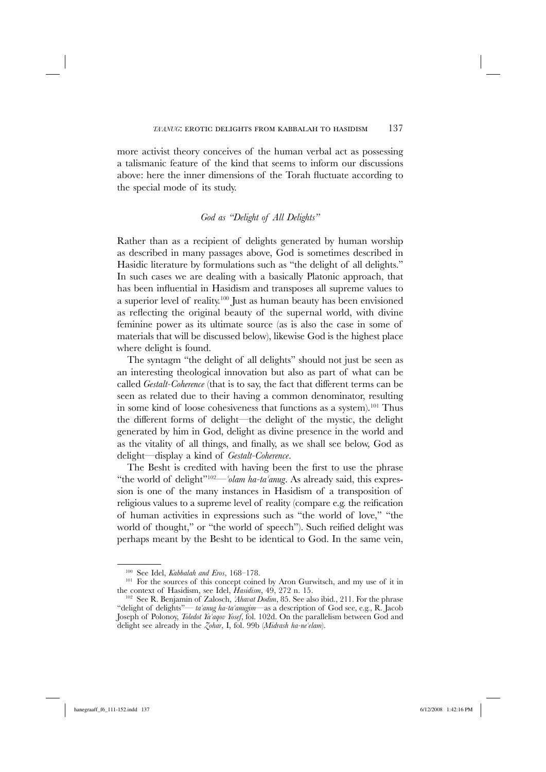more activist theory conceives of the human verbal act as possessing a talismanic feature of the kind that seems to inform our discussions above: here the inner dimensions of the Torah fluctuate according to the special mode of its study.

### *God as "Delight of All Delights"*

Rather than as a recipient of delights generated by human worship as described in many passages above, God is sometimes described in Hasidic literature by formulations such as "the delight of all delights." In such cases we are dealing with a basically Platonic approach, that has been influential in Hasidism and transposes all supreme values to a superior level of reality.[100] Just as human beauty has been envisioned as reflecting the original beauty of the supernal world, with divine feminine power as its ultimate source (as is also the case in some of materials that will be discussed below), likewise God is the highest place where delight is found.

The syntagm "the delight of all delights" should not just be seen as an interesting theological innovation but also as part of what can be called *Gestalt-Coherence* (that is to say, the fact that different terms can be seen as related due to their having a common denominator, resulting in some kind of loose cohesiveness that functions as a system).[101] Thus the different forms of delight—the delight of the mystic, the delight generated by him in God, delight as divine presence in the world and as the vitality of all things, and finally, as we shall see below, God as delight—display a kind of *Gestalt-Coherence*.

The Besht is credited with having been the first to use the phrase "the world of delight"[102]—*ʿolam ha-taʿanug*. As already said, this expression is one of the many instances in Hasidism of a transposition of religious values to a supreme level of reality (compare e.g. the reification of human activities in expressions such as "the world of love," "the world of thought," or "the world of speech"). Such reified delight was perhaps meant by the Besht to be identical to God. In the same vein,

---

[100] See Idel, *Kabbalah and Eros*, 168–178.

[101] For the sources of this concept coined by Aron Gurwitsch, and my use of it in the context of Hasidism, see Idel, *Hasidism*, 49, 272 n. 15.

[102] See R. Benjamin of Zalosch, *ʾAhavat Dodim*, 85. See also ibid., 211. For the phrase "delight of delights"— *taʿanug ha-taʿanugim*—as a description of God see, e.g., R. Jacob Joseph of Polonoy, *Toledot Yaʿaqov Yosef*, fol. 102d. On the parallelism between God and delight see already in the *Zohar*, I, fol. 99b (*Midrash ha-neʿelam*).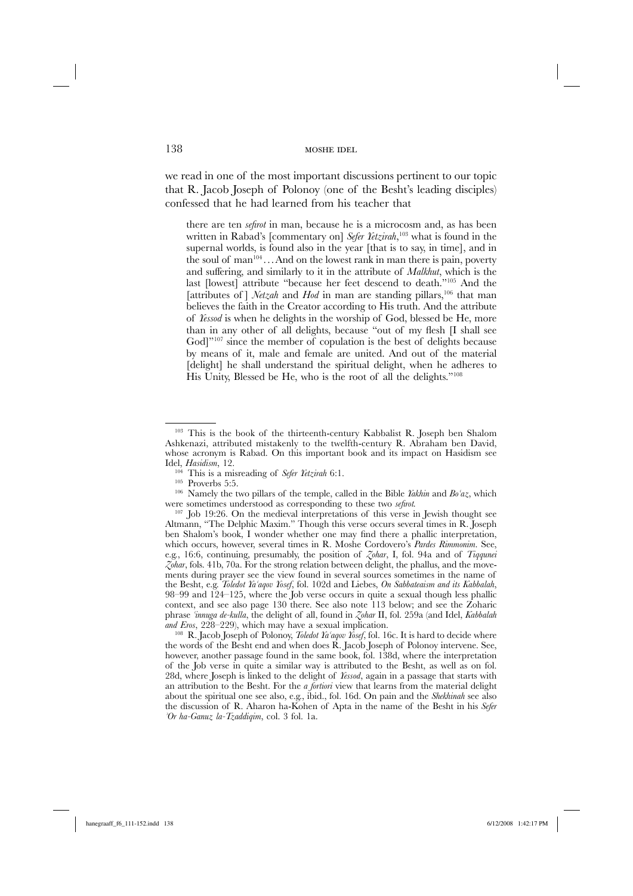we read in one of the most important discussions pertinent to our topic that R. Jacob Joseph of Polonoy (one of the Besht's leading disciples) confessed that he had learned from his teacher that

> there are ten *sefirot* in man, because he is a microcosm and, as has been written in Rabad's [commentary on] *Sefer Yetzirah*,[103] what is found in the supernal worlds, is found also in the year [that is to say, in time], and in the soul of man[104]...And on the lowest rank in man there is pain, poverty and suffering, and similarly to it in the attribute of *Malkhut*, which is the last [lowest] attribute "because her feet descend to death."[105] And the [attributes of ] *Netzah* and *Hod* in man are standing pillars,[106] that man believes the faith in the Creator according to His truth. And the attribute of *Yessod* is when he delights in the worship of God, blessed be He, more than in any other of all delights, because "out of my flesh [I shall see God]"[107] since the member of copulation is the best of delights because by means of it, male and female are united. And out of the material [delight] he shall understand the spiritual delight, when he adheres to His Unity, Blessed be He, who is the root of all the delights."[108]

---

[103] This is the book of the thirteenth-century Kabbalist R. Joseph ben Shalom Ashkenazi, attributed mistakenly to the twelfth-century R. Abraham ben David, whose acronym is Rabad. On this important book and its impact on Hasidism see Idel, *Hasidism*, 12.

[104] This is a misreading of *Sefer Yetzirah* 6:1.

[105] Proverbs 5:5.

[106] Namely the two pillars of the temple, called in the Bible *Yakhin* and *Bo'az*, which were sometimes understood as corresponding to these two *sefirot*.

[107] Job 19:26. On the medieval interpretations of this verse in Jewish thought see Altmann, "The Delphic Maxim." Though this verse occurs several times in R. Joseph ben Shalom's book, I wonder whether one may find there a phallic interpretation, which occurs, however, several times in R. Moshe Cordovero's *Pardes Rimmonim*. See, e.g., 16:6, continuing, presumably, the position of *Zohar*, I, fol. 94a and of *Tiqqunei Zohar*, fols. 41b, 70a. For the strong relation between delight, the phallus, and the movements during prayer see the view found in several sources sometimes in the name of the Besht, e.g. *Toledot Ya'aqov Yosef*, fol. 102d and Liebes, *On Sabbateaism and its Kabbalah*, 98–99 and 124–125, where the Job verse occurs in quite a sexual though less phallic context, and see also page 130 there. See also note 113 below; and see the Zoharic phrase *'innuga de-kulla*, the delight of all, found in *Zohar* II, fol. 259a (and Idel, *Kabbalah and Eros*, 228–229), which may have a sexual implication.

[108] R. Jacob Joseph of Polonoy, *Toledot Ya'aqov Yosef*, fol. 16c. It is hard to decide where the words of the Besht end and when does R. Jacob Joseph of Polonoy intervene. See, however, another passage found in the same book, fol. 138d, where the interpretation of the Job verse in quite a similar way is attributed to the Besht, as well as on fol. 28d, where Joseph is linked to the delight of *Yessod*, again in a passage that starts with an attribution to the Besht. For the *a fortiori* view that learns from the material delight about the spiritual one see also, e.g., ibid., fol. 16d. On pain and the *Shekhinah* see also the discussion of R. Aharon ha-Kohen of Apta in the name of the Besht in his *Sefer 'Or ha-Ganuz la-Tzaddiqim*, col. 3 fol. 1a.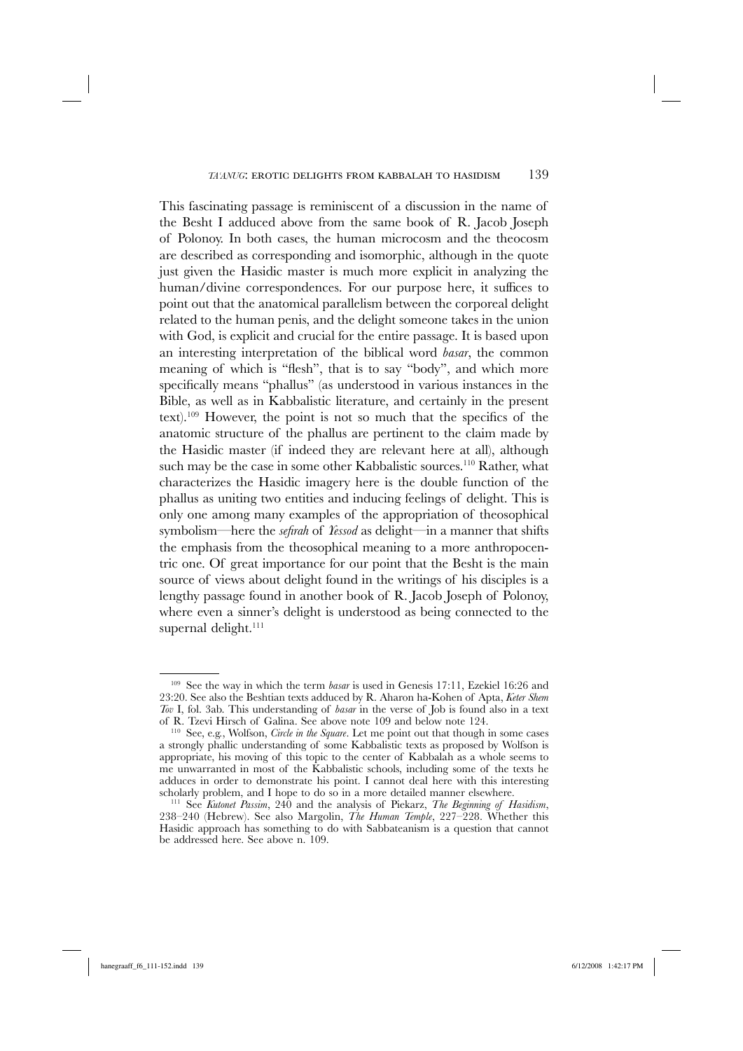This fascinating passage is reminiscent of a discussion in the name of the Besht I adduced above from the same book of R. Jacob Joseph of Polonoy. In both cases, the human microcosm and the theocosm are described as corresponding and isomorphic, although in the quote just given the Hasidic master is much more explicit in analyzing the human/divine correspondences. For our purpose here, it suffices to point out that the anatomical parallelism between the corporeal delight related to the human penis, and the delight someone takes in the union with God, is explicit and crucial for the entire passage. It is based upon an interesting interpretation of the biblical word *basar*, the common meaning of which is "flesh", that is to say "body", and which more specifically means "phallus" (as understood in various instances in the Bible, as well as in Kabbalistic literature, and certainly in the present text).[109] However, the point is not so much that the specifics of the anatomic structure of the phallus are pertinent to the claim made by the Hasidic master (if indeed they are relevant here at all), although such may be the case in some other Kabbalistic sources.[110] Rather, what characterizes the Hasidic imagery here is the double function of the phallus as uniting two entities and inducing feelings of delight. This is only one among many examples of the appropriation of theosophical symbolism—here the *sefirah* of *Yessod* as delight—in a manner that shifts the emphasis from the theosophical meaning to a more anthropocentric one. Of great importance for our point that the Besht is the main source of views about delight found in the writings of his disciples is a lengthy passage found in another book of R. Jacob Joseph of Polonoy, where even a sinner's delight is understood as being connected to the supernal delight.[111]

---

[109] See the way in which the term *basar* is used in Genesis 17:11, Ezekiel 16:26 and 23:20. See also the Beshtian texts adduced by R. Aharon ha-Kohen of Apta, *Keter Shem Tov* I, fol. 3ab. This understanding of *basar* in the verse of Job is found also in a text of R. Tzevi Hirsch of Galina. See above note 109 and below note 124.

[110] See, e.g., Wolfson, *Circle in the Square*. Let me point out that though in some cases a strongly phallic understanding of some Kabbalistic texts as proposed by Wolfson is appropriate, his moving of this topic to the center of Kabbalah as a whole seems to me unwarranted in most of the Kabbalistic schools, including some of the texts he adduces in order to demonstrate his point. I cannot deal here with this interesting scholarly problem, and I hope to do so in a more detailed manner elsewhere.

[111] See *Kutonet Passim*, 240 and the analysis of Piekarz, *The Beginning of Hasidism*, 238–240 (Hebrew). See also Margolin, *The Human Temple*, 227–228. Whether this Hasidic approach has something to do with Sabbateanism is a question that cannot be addressed here. See above n. 109.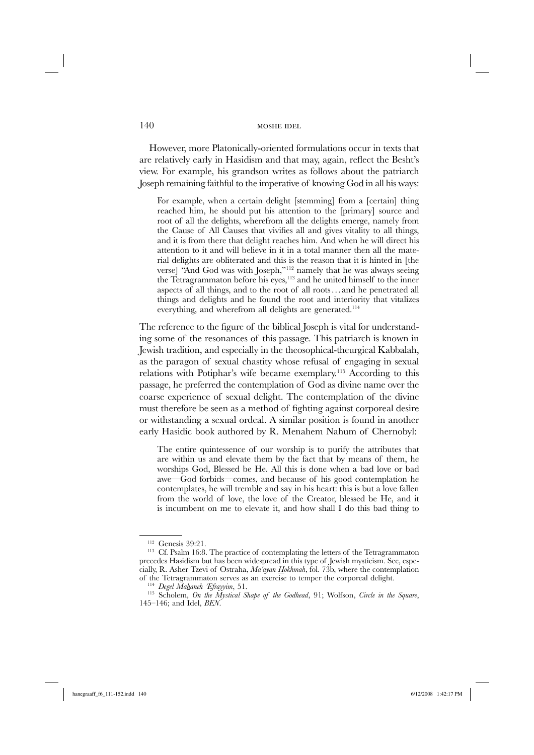However, more Platonically-oriented formulations occur in texts that are relatively early in Hasidism and that may, again, reflect the Besht's view. For example, his grandson writes as follows about the patriarch Joseph remaining faithful to the imperative of knowing God in all his ways:

> For example, when a certain delight [stemming] from a [certain] thing reached him, he should put his attention to the [primary] source and root of all the delights, wherefrom all the delights emerge, namely from the Cause of All Causes that vivifies all and gives vitality to all things, and it is from there that delight reaches him. And when he will direct his attention to it and will believe in it in a total manner then all the material delights are obliterated and this is the reason that it is hinted in [the verse] "And God was with Joseph,"[112] namely that he was always seeing the Tetragrammaton before his eyes,[113] and he united himself to the inner aspects of all things, and to the root of all roots... and he penetrated all things and delights and he found the root and interiority that vitalizes everything, and wherefrom all delights are generated.[114]

The reference to the figure of the biblical Joseph is vital for understanding some of the resonances of this passage. This patriarch is known in Jewish tradition, and especially in the theosophical-theurgical Kabbalah, as the paragon of sexual chastity whose refusal of engaging in sexual relations with Potiphar's wife became exemplary.[115] According to this passage, he preferred the contemplation of God as divine name over the coarse experience of sexual delight. The contemplation of the divine must therefore be seen as a method of fighting against corporeal desire or withstanding a sexual ordeal. A similar position is found in another early Hasidic book authored by R. Menahem Nahum of Chernobyl:

> The entire quintessence of our worship is to purify the attributes that are within us and elevate them by the fact that by means of them, he worships God, Blessed be He. All this is done when a bad love or bad awe—God forbids—comes, and because of his good contemplation he contemplates, he will tremble and say in his heart: this is but a love fallen from the world of love, the love of the Creator, blessed be He, and it is incumbent on me to elevate it, and how shall I do this bad thing to

---

[112] Genesis 39:21.

[113] Cf. Psalm 16:8. The practice of contemplating the letters of the Tetragrammaton precedes Hasidism but has been widespread in this type of Jewish mysticism. See, especially, R. Asher Tzevi of Ostraha, *Ma'ayan Hokhmah*, fol. 73b, where the contemplation of the Tetragrammaton serves as an exercise to temper the corporeal delight.

[114] *Degel Mahaneh 'Efrayyim*, 51.

[115] Scholem, *On the Mystical Shape of the Godhead*, 91; Wolfson, *Circle in the Square*, 145–146; and Idel, *BEN*.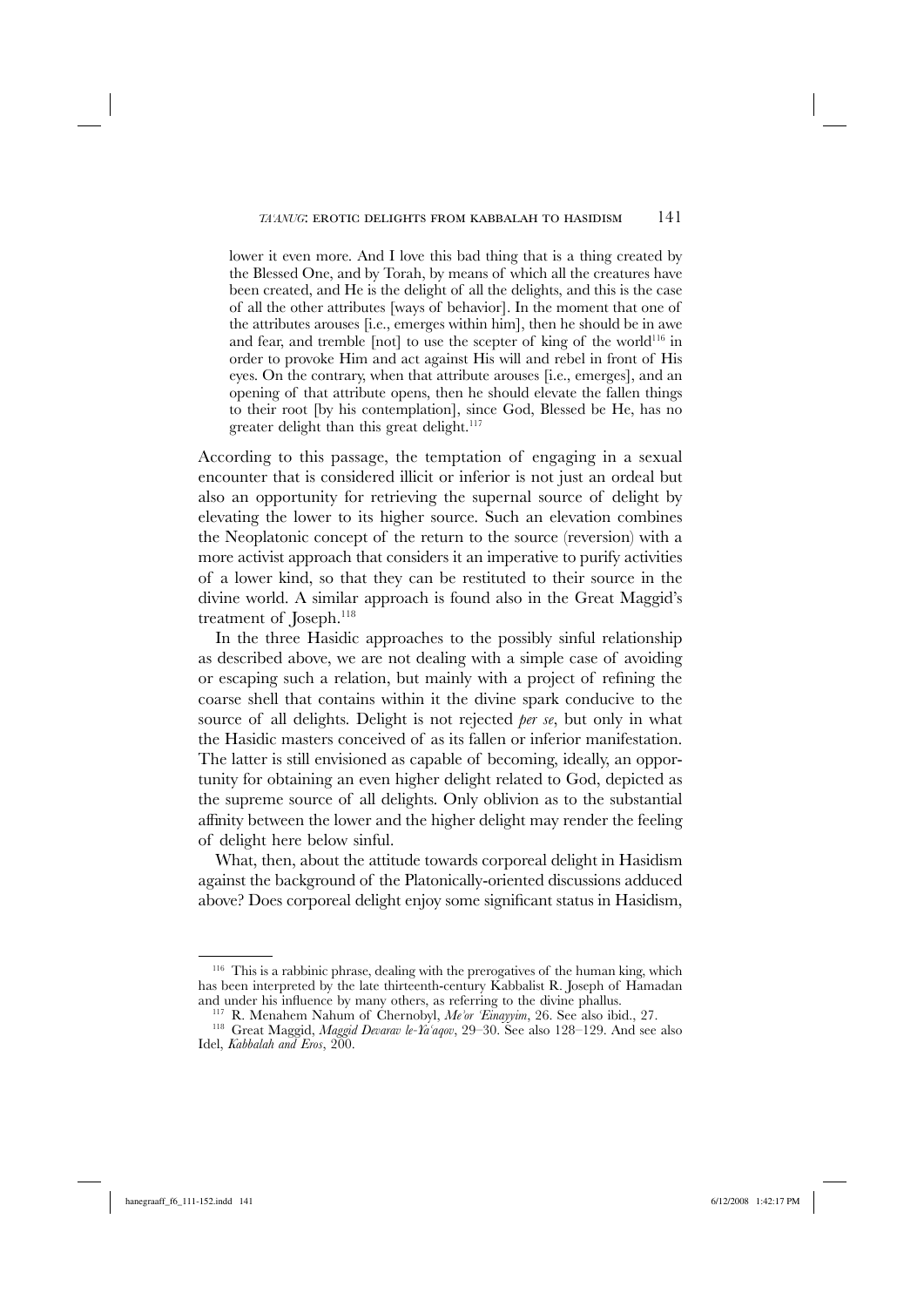> lower it even more. And I love this bad thing that is a thing created by the Blessed One, and by Torah, by means of which all the creatures have been created, and He is the delight of all the delights, and this is the case of all the other attributes [ways of behavior]. In the moment that one of the attributes arouses [i.e., emerges within him], then he should be in awe and fear, and tremble [not] to use the scepter of king of the world[116] in order to provoke Him and act against His will and rebel in front of His eyes. On the contrary, when that attribute arouses [i.e., emerges], and an opening of that attribute opens, then he should elevate the fallen things to their root [by his contemplation], since God, Blessed be He, has no greater delight than this great delight.[117]

According to this passage, the temptation of engaging in a sexual encounter that is considered illicit or inferior is not just an ordeal but also an opportunity for retrieving the supernal source of delight by elevating the lower to its higher source. Such an elevation combines the Neoplatonic concept of the return to the source (reversion) with a more activist approach that considers it an imperative to purify activities of a lower kind, so that they can be restituted to their source in the divine world. A similar approach is found also in the Great Maggid's treatment of Joseph.[118]

In the three Hasidic approaches to the possibly sinful relationship as described above, we are not dealing with a simple case of avoiding or escaping such a relation, but mainly with a project of refining the coarse shell that contains within it the divine spark conducive to the source of all delights. Delight is not rejected *per se*, but only in what the Hasidic masters conceived of as its fallen or inferior manifestation. The latter is still envisioned as capable of becoming, ideally, an opportunity for obtaining an even higher delight related to God, depicted as the supreme source of all delights. Only oblivion as to the substantial affinity between the lower and the higher delight may render the feeling of delight here below sinful.

What, then, about the attitude towards corporeal delight in Hasidism against the background of the Platonically-oriented discussions adduced above? Does corporeal delight enjoy some significant status in Hasidism,

---

[116] This is a rabbinic phrase, dealing with the prerogatives of the human king, which has been interpreted by the late thirteenth-century Kabbalist R. Joseph of Hamadan and under his influence by many others, as referring to the divine phallus.

[117] R. Menahem Nahum of Chernobyl, *Me'or 'Einayyim*, 26. See also ibid., 27.

[118] Great Maggid, *Maggid Devarav le-Ya'aqov*, 29–30. See also 128–129. And see also Idel, *Kabbalah and Eros*, 200.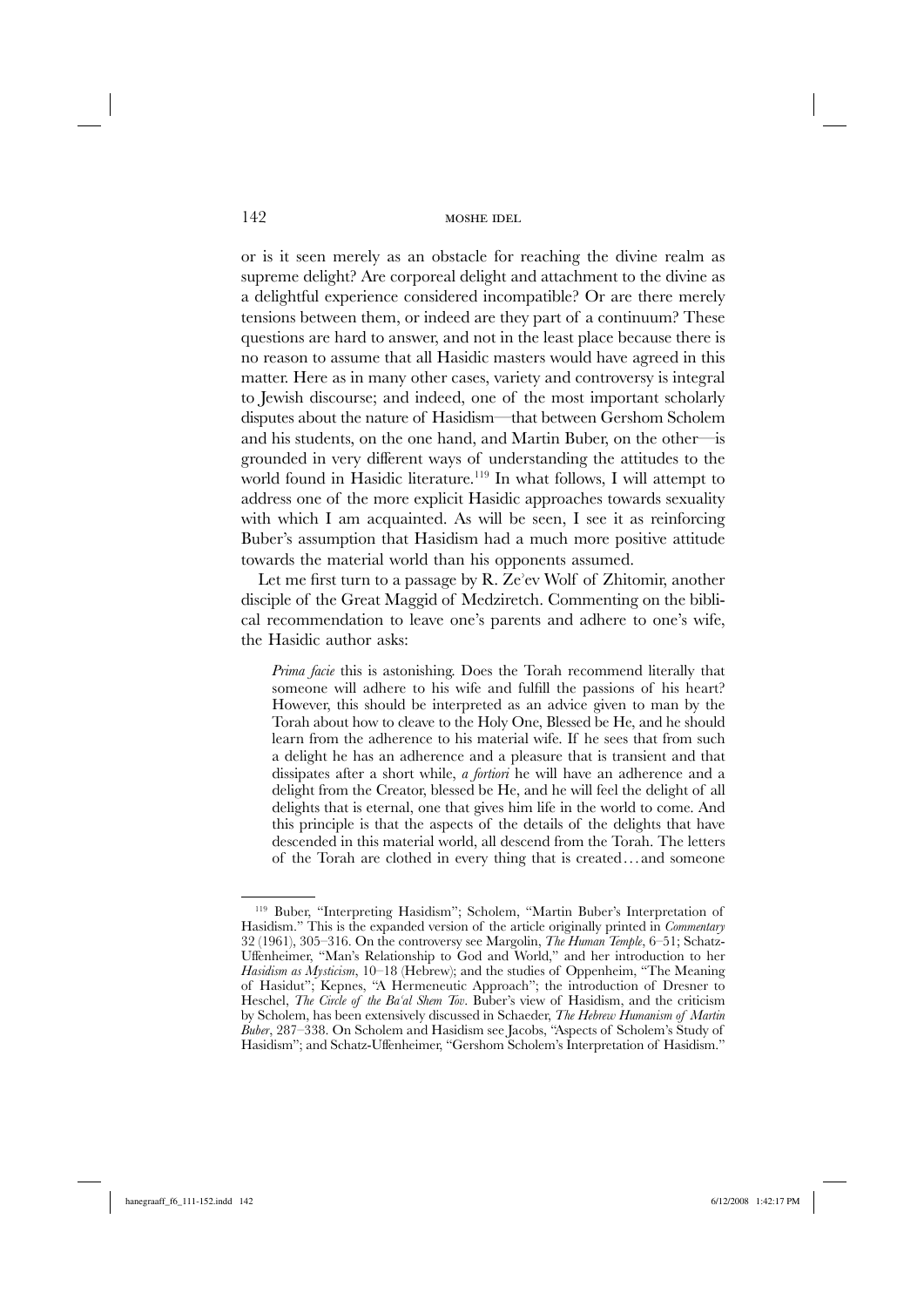or is it seen merely as an obstacle for reaching the divine realm as supreme delight? Are corporeal delight and attachment to the divine as a delightful experience considered incompatible? Or are there merely tensions between them, or indeed are they part of a continuum? These questions are hard to answer, and not in the least place because there is no reason to assume that all Hasidic masters would have agreed in this matter. Here as in many other cases, variety and controversy is integral to Jewish discourse; and indeed, one of the most important scholarly disputes about the nature of Hasidism—that between Gershom Scholem and his students, on the one hand, and Martin Buber, on the other—is grounded in very different ways of understanding the attitudes to the world found in Hasidic literature.[119] In what follows, I will attempt to address one of the more explicit Hasidic approaches towards sexuality with which I am acquainted. As will be seen, I see it as reinforcing Buber's assumption that Hasidism had a much more positive attitude towards the material world than his opponents assumed.

Let me first turn to a passage by R. Ze'ev Wolf of Zhitomir, another disciple of the Great Maggid of Medziretch. Commenting on the biblical recommendation to leave one's parents and adhere to one's wife, the Hasidic author asks:

> *Prima facie* this is astonishing. Does the Torah recommend literally that someone will adhere to his wife and fulfill the passions of his heart? However, this should be interpreted as an advice given to man by the Torah about how to cleave to the Holy One, Blessed be He, and he should learn from the adherence to his material wife. If he sees that from such a delight he has an adherence and a pleasure that is transient and that dissipates after a short while, *a fortiori* he will have an adherence and a delight from the Creator, blessed be He, and he will feel the delight of all delights that is eternal, one that gives him life in the world to come. And this principle is that the aspects of the details of the delights that have descended in this material world, all descend from the Torah. The letters of the Torah are clothed in every thing that is created . . . and someone

[119] Buber, "Interpreting Hasidism"; Scholem, "Martin Buber's Interpretation of Hasidism." This is the expanded version of the article originally printed in *Commentary* 32 (1961), 305–316. On the controversy see Margolin, *The Human Temple*, 6–51; Schatz-Uffenheimer, "Man's Relationship to God and World," and her introduction to her *Hasidism as Mysticism*, 10–18 (Hebrew); and the studies of Oppenheim, "The Meaning of Hasidut"; Kepnes, "A Hermeneutic Approach"; the introduction of Dresner to Heschel, *The Circle of the Ba'al Shem Tov*. Buber's view of Hasidism, and the criticism by Scholem, has been extensively discussed in Schaeder, *The Hebrew Humanism of Martin Buber*, 287–338. On Scholem and Hasidism see Jacobs, "Aspects of Scholem's Study of Hasidism"; and Schatz-Uffenheimer, "Gershom Scholem's Interpretation of Hasidism."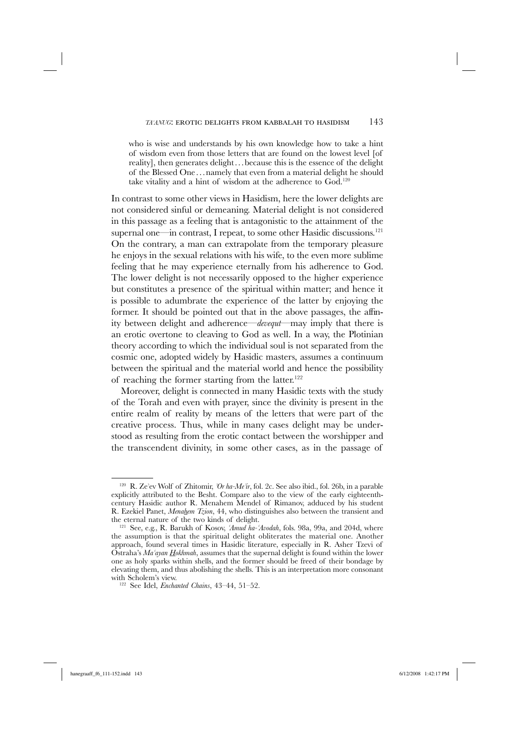who is wise and understands by his own knowledge how to take a hint of wisdom even from those letters that are found on the lowest level [of reality], then generates delight... because this is the essence of the delight of the Blessed One... namely that even from a material delight he should take vitality and a hint of wisdom at the adherence to God.[120]

In contrast to some other views in Hasidism, here the lower delights are not considered sinful or demeaning. Material delight is not considered in this passage as a feeling that is antagonistic to the attainment of the supernal one—in contrast, I repeat, to some other Hasidic discussions.[121] On the contrary, a man can extrapolate from the temporary pleasure he enjoys in the sexual relations with his wife, to the even more sublime feeling that he may experience eternally from his adherence to God. The lower delight is not necessarily opposed to the higher experience but constitutes a presence of the spiritual within matter; and hence it is possible to adumbrate the experience of the latter by enjoying the former. It should be pointed out that in the above passages, the affinity between delight and adherence—*devequt*—may imply that there is an erotic overtone to cleaving to God as well. In a way, the Plotinian theory according to which the individual soul is not separated from the cosmic one, adopted widely by Hasidic masters, assumes a continuum between the spiritual and the material world and hence the possibility of reaching the former starting from the latter.[122]

Moreover, delight is connected in many Hasidic texts with the study of the Torah and even with prayer, since the divinity is present in the entire realm of reality by means of the letters that were part of the creative process. Thus, while in many cases delight may be understood as resulting from the erotic contact between the worshipper and the transcendent divinity, in some other cases, as in the passage of

---

[120] R. Ze'ev Wolf of Zhitomir, *'Or ha-Me'ir*, fol. 2c. See also ibid., fol. 26b, in a parable explicitly attributed to the Besht. Compare also to the view of the early eighteenth-century Hasidic author R. Menahem Mendel of Rimanov, adduced by his student R. Ezekiel Panet, *Menahem Tzion*, 44, who distinguishes also between the transient and the eternal nature of the two kinds of delight.

[121] See, e.g., R. Barukh of Kosov, *'Amud ha-'Avodah*, fols. 98a, 99a, and 204d, where the assumption is that the spiritual delight obliterates the material one. Another approach, found several times in Hasidic literature, especially in R. Asher Tzevi of Ostraha's *Ma'ayan Hokhmah*, assumes that the supernal delight is found within the lower one as holy sparks within shells, and the former should be freed of their bondage by elevating them, and thus abolishing the shells. This is an interpretation more consonant with Scholem's view.

[122] See Idel, *Enchanted Chains*, 43–44, 51–52.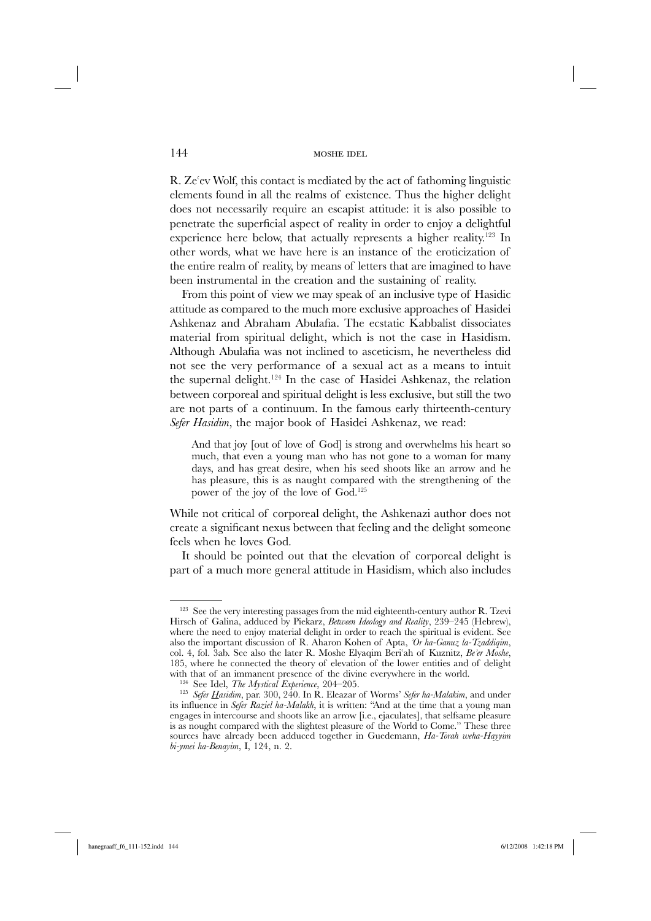R. Zeʿev Wolf, this contact is mediated by the act of fathoming linguistic elements found in all the realms of existence. Thus the higher delight does not necessarily require an escapist attitude: it is also possible to penetrate the superficial aspect of reality in order to enjoy a delightful experience here below, that actually represents a higher reality.[123] In other words, what we have here is an instance of the eroticization of the entire realm of reality, by means of letters that are imagined to have been instrumental in the creation and the sustaining of reality.

From this point of view we may speak of an inclusive type of Hasidic attitude as compared to the much more exclusive approaches of Hasidei Ashkenaz and Abraham Abulafia. The ecstatic Kabbalist dissociates material from spiritual delight, which is not the case in Hasidism. Although Abulafia was not inclined to asceticism, he nevertheless did not see the very performance of a sexual act as a means to intuit the supernal delight.[124] In the case of Hasidei Ashkenaz, the relation between corporeal and spiritual delight is less exclusive, but still the two are not parts of a continuum. In the famous early thirteenth-century *Sefer Hasidim*, the major book of Hasidei Ashkenaz, we read:

> And that joy [out of love of God] is strong and overwhelms his heart so much, that even a young man who has not gone to a woman for many days, and has great desire, when his seed shoots like an arrow and he has pleasure, this is as naught compared with the strengthening of the power of the joy of the love of God.[125]

While not critical of corporeal delight, the Ashkenazi author does not create a significant nexus between that feeling and the delight someone feels when he loves God.

It should be pointed out that the elevation of corporeal delight is part of a much more general attitude in Hasidism, which also includes

---

[123] See the very interesting passages from the mid eighteenth-century author R. Tzevi Hirsch of Galina, adduced by Piekarz, *Between Ideology and Reality*, 239–245 (Hebrew), where the need to enjoy material delight in order to reach the spiritual is evident. See also the important discussion of R. Aharon Kohen of Apta, *ʾOr ha-Ganuz la-Tzaddiqim*, col. 4, fol. 3ab. See also the later R. Moshe Elyaqim Beriʿah of Kuznitz, *Beʾer Moshe*, 185, where he connected the theory of elevation of the lower entities and of delight with that of an immanent presence of the divine everywhere in the world.

[124] See Idel, *The Mystical Experience*, 204–205.

[125] *Sefer Hasidim*, par. 300, 240. In R. Eleazar of Worms' *Sefer ha-Malakim*, and under its influence in *Sefer Raziel ha-Malakh*, it is written: "And at the time that a young man engages in intercourse and shoots like an arrow [i.e., ejaculates], that selfsame pleasure is as nought compared with the slightest pleasure of the World to Come." These three sources have already been adduced together in Guedemann, *Ha-Torah weha-Hayyim bi-ymei ha-Benayim*, I, 124, n. 2.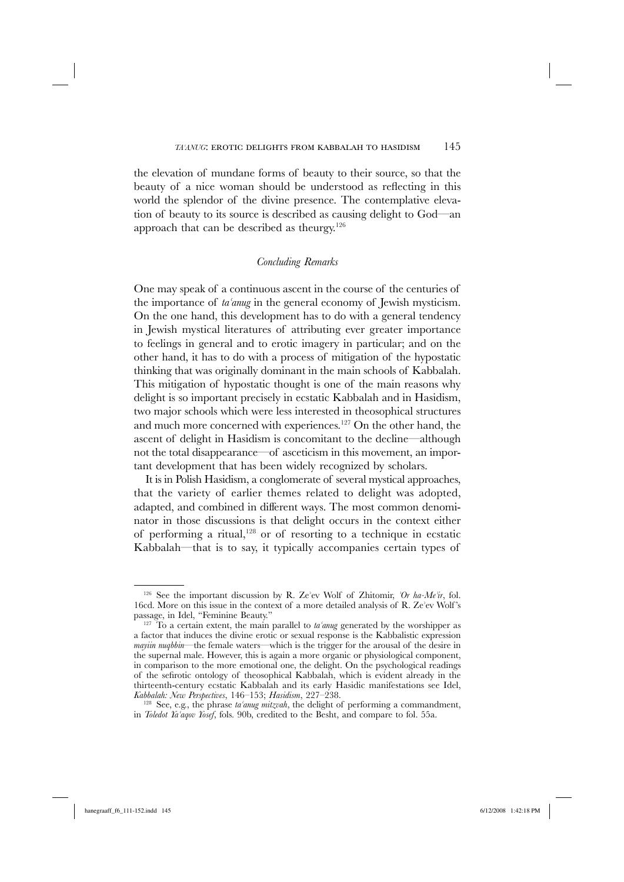the elevation of mundane forms of beauty to their source, so that the beauty of a nice woman should be understood as reflecting in this world the splendor of the divine presence. The contemplative elevation of beauty to its source is described as causing delight to God—an approach that can be described as theurgy.[126]

### *Concluding Remarks*

One may speak of a continuous ascent in the course of the centuries of the importance of *taʿanug* in the general economy of Jewish mysticism. On the one hand, this development has to do with a general tendency in Jewish mystical literatures of attributing ever greater importance to feelings in general and to erotic imagery in particular; and on the other hand, it has to do with a process of mitigation of the hypostatic thinking that was originally dominant in the main schools of Kabbalah. This mitigation of hypostatic thought is one of the main reasons why delight is so important precisely in ecstatic Kabbalah and in Hasidism, two major schools which were less interested in theosophical structures and much more concerned with experiences.[127] On the other hand, the ascent of delight in Hasidism is concomitant to the decline—although not the total disappearance—of asceticism in this movement, an important development that has been widely recognized by scholars.

It is in Polish Hasidism, a conglomerate of several mystical approaches, that the variety of earlier themes related to delight was adopted, adapted, and combined in different ways. The most common denominator in those discussions is that delight occurs in the context either of performing a ritual,[128] or of resorting to a technique in ecstatic Kabbalah—that is to say, it typically accompanies certain types of

---

[126] See the important discussion by R. Zeʾev Wolf of Zhitomir, *ʾOr ha-Meʾir*, fol. 16cd. More on this issue in the context of a more detailed analysis of R. Zeʾev Wolf's passage, in Idel, "Feminine Beauty."

[127] To a certain extent, the main parallel to *taʿanug* generated by the worshipper as a factor that induces the divine erotic or sexual response is the Kabbalistic expression *mayiin nuqbbin*—the female waters—which is the trigger for the arousal of the desire in the supernal male. However, this is again a more organic or physiological component, in comparison to the more emotional one, the delight. On the psychological readings of the sefirotic ontology of theosophical Kabbalah, which is evident already in the thirteenth-century ecstatic Kabbalah and its early Hasidic manifestations see Idel, *Kabbalah: New Perspectives*, 146–153; *Hasidism*, 227–238.

[128] See, e.g., the phrase *taʿanug mitzvah*, the delight of performing a commandment, in *Toledot Yaʿaqov Yosef*, fols. 90b, credited to the Besht, and compare to fol. 55a.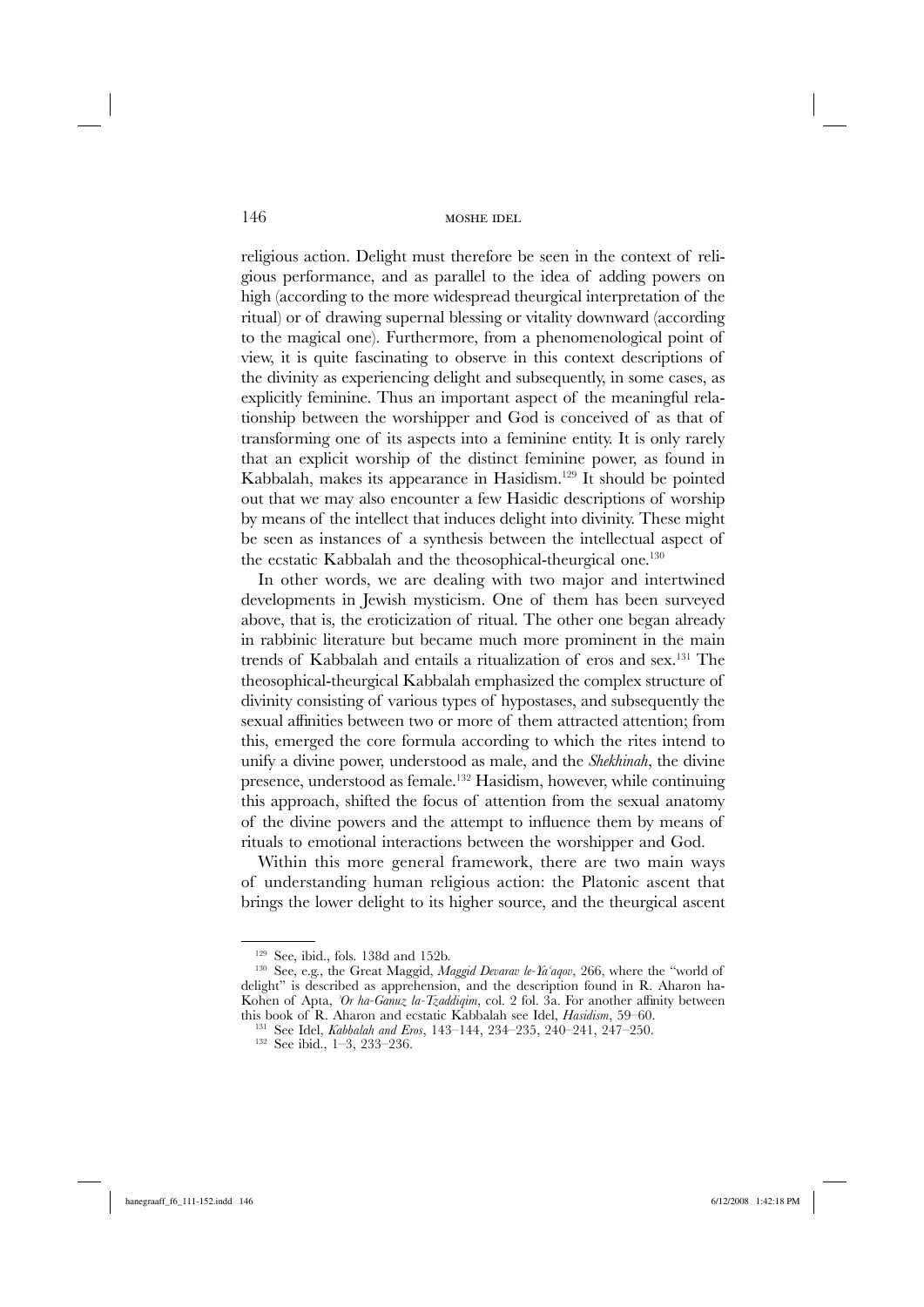religious action. Delight must therefore be seen in the context of religious performance, and as parallel to the idea of adding powers on high (according to the more widespread theurgical interpretation of the ritual) or of drawing supernal blessing or vitality downward (according to the magical one). Furthermore, from a phenomenological point of view, it is quite fascinating to observe in this context descriptions of the divinity as experiencing delight and subsequently, in some cases, as explicitly feminine. Thus an important aspect of the meaningful relationship between the worshipper and God is conceived of as that of transforming one of its aspects into a feminine entity. It is only rarely that an explicit worship of the distinct feminine power, as found in Kabbalah, makes its appearance in Hasidism.[129] It should be pointed out that we may also encounter a few Hasidic descriptions of worship by means of the intellect that induces delight into divinity. These might be seen as instances of a synthesis between the intellectual aspect of the ecstatic Kabbalah and the theosophical-theurgical one.[130]

In other words, we are dealing with two major and intertwined developments in Jewish mysticism. One of them has been surveyed above, that is, the eroticization of ritual. The other one began already in rabbinic literature but became much more prominent in the main trends of Kabbalah and entails a ritualization of eros and sex.[131] The theosophical-theurgical Kabbalah emphasized the complex structure of divinity consisting of various types of hypostases, and subsequently the sexual affinities between two or more of them attracted attention; from this, emerged the core formula according to which the rites intend to unify a divine power, understood as male, and the *Shekhinah*, the divine presence, understood as female.[132] Hasidism, however, while continuing this approach, shifted the focus of attention from the sexual anatomy of the divine powers and the attempt to influence them by means of rituals to emotional interactions between the worshipper and God.

Within this more general framework, there are two main ways of understanding human religious action: the Platonic ascent that brings the lower delight to its higher source, and the theurgical ascent

---

[129] See, ibid., fols. 138d and 152b.

[130] See, e.g., the Great Maggid, *Maggid Devarav le-Ya'aqov*, 266, where the "world of delight" is described as apprehension, and the description found in R. Aharon ha-Kohen of Apta, *'Or ha-Ganuz la-Tzaddiqim*, col. 2 fol. 3a. For another affinity between this book of R. Aharon and ecstatic Kabbalah see Idel, *Hasidism*, 59–60.

[131] See Idel, *Kabbalah and Eros*, 143–144, 234–235, 240–241, 247–250.

[132] See ibid., 1–3, 233–236.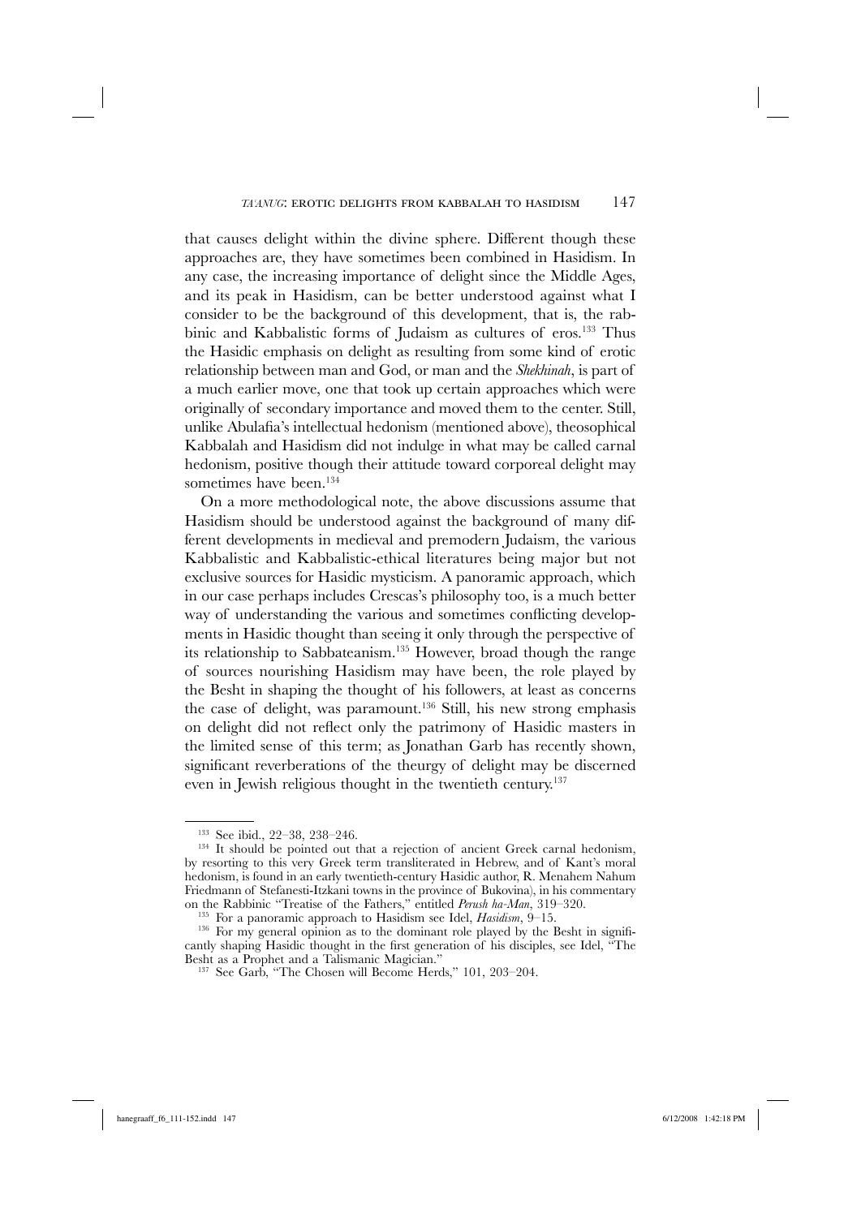that causes delight within the divine sphere. Different though these approaches are, they have sometimes been combined in Hasidism. In any case, the increasing importance of delight since the Middle Ages, and its peak in Hasidism, can be better understood against what I consider to be the background of this development, that is, the rabbinic and Kabbalistic forms of Judaism as cultures of eros.[133] Thus the Hasidic emphasis on delight as resulting from some kind of erotic relationship between man and God, or man and the *Shekhinah*, is part of a much earlier move, one that took up certain approaches which were originally of secondary importance and moved them to the center. Still, unlike Abulafia's intellectual hedonism (mentioned above), theosophical Kabbalah and Hasidism did not indulge in what may be called carnal hedonism, positive though their attitude toward corporeal delight may sometimes have been.[134]

On a more methodological note, the above discussions assume that Hasidism should be understood against the background of many different developments in medieval and premodern Judaism, the various Kabbalistic and Kabbalistic-ethical literatures being major but not exclusive sources for Hasidic mysticism. A panoramic approach, which in our case perhaps includes Crescas's philosophy too, is a much better way of understanding the various and sometimes conflicting developments in Hasidic thought than seeing it only through the perspective of its relationship to Sabbateanism.[135] However, broad though the range of sources nourishing Hasidism may have been, the role played by the Besht in shaping the thought of his followers, at least as concerns the case of delight, was paramount.[136] Still, his new strong emphasis on delight did not reflect only the patrimony of Hasidic masters in the limited sense of this term; as Jonathan Garb has recently shown, significant reverberations of the theurgy of delight may be discerned even in Jewish religious thought in the twentieth century.[137]

---

[133] See ibid., 22–38, 238–246.

[134] It should be pointed out that a rejection of ancient Greek carnal hedonism, by resorting to this very Greek term transliterated in Hebrew, and of Kant's moral hedonism, is found in an early twentieth-century Hasidic author, R. Menahem Nahum Friedmann of Stefanesti-Itzkani towns in the province of Bukovina), in his commentary on the Rabbinic "Treatise of the Fathers," entitled *Perush ha-Man*, 319–320.

[135] For a panoramic approach to Hasidism see Idel, *Hasidism*, 9–15.

[136] For my general opinion as to the dominant role played by the Besht in significantly shaping Hasidic thought in the first generation of his disciples, see Idel, "The Besht as a Prophet and a Talismanic Magician."

[137] See Garb, "The Chosen will Become Herds," 101, 203–204.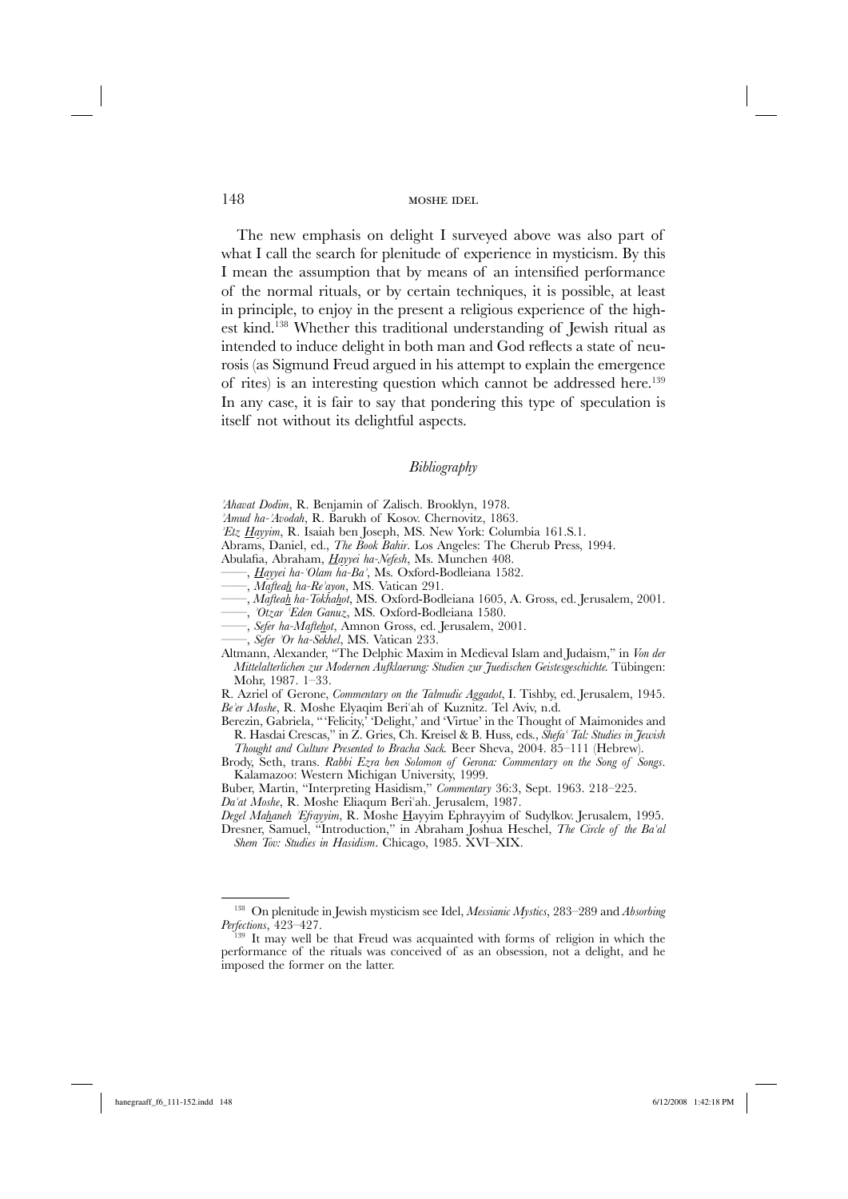The new emphasis on delight I surveyed above was also part of what I call the search for plenitude of experience in mysticism. By this I mean the assumption that by means of an intensified performance of the normal rituals, or by certain techniques, it is possible, at least in principle, to enjoy in the present a religious experience of the highest kind.[138] Whether this traditional understanding of Jewish ritual as intended to induce delight in both man and God reflects a state of neurosis (as Sigmund Freud argued in his attempt to explain the emergence of rites) is an interesting question which cannot be addressed here.[139] In any case, it is fair to say that pondering this type of speculation is itself not without its delightful aspects.

## *Bibliography*

*ʾAhavat Dodim*, R. Benjamin of Zalisch. Brooklyn, 1978.

*ʾAmud ha-ʿAvodah*, R. Barukh of Kosov. Chernovitz, 1863.

*ʿEtz Hayyim*, R. Isaiah ben Joseph, MS. New York: Columbia 161.S.1.

Abrams, Daniel, ed., *The Book Bahir*. Los Angeles: The Cherub Press, 1994.

Abulafia, Abraham, *Hayyei ha-Nefesh*, Ms. Munchen 408.

——, *Hayyei ha-ʿOlam ha-Baʾ*, Ms. Oxford-Bodleiana 1582.

——, *Mafteah ha-Reʾayon*, MS. Vatican 291.

——, *Mafteah ha-Tokhahot*, MS. Oxford-Bodleiana 1605, A. Gross, ed. Jerusalem, 2001.

——, *ʾOtzar ʿEden Ganuz*, MS. Oxford-Bodleiana 1580.

——, *Sefer ha-Maftehot*, Amnon Gross, ed. Jerusalem, 2001.

——, *Sefer ʾOr ha-Sekhel*, MS. Vatican 233.

Altmann, Alexander, "The Delphic Maxim in Medieval Islam and Judaism," in *Von der Mittelalterlichen zur Modernen Aufklaerung: Studien zur Juedischen Geistesgeschichte.* Tübingen: Mohr, 1987. 1–33.

R. Azriel of Gerone, *Commentary on the Talmudic Aggadot*, I. Tishby, ed. Jerusalem, 1945.

*Beʾer Moshe*, R. Moshe Elyaqim Beriʿah of Kuznitz. Tel Aviv, n.d.

Berezin, Gabriela, "'Felicity,' 'Delight,' and 'Virtue' in the Thought of Maimonides and R. Hasdai Crescas," in Z. Gries, Ch. Kreisel & B. Huss, eds., *Shefaʿ Tal: Studies in Jewish Thought and Culture Presented to Bracha Sack.* Beer Sheva, 2004. 85–111 (Hebrew).

Brody, Seth, trans. *Rabbi Ezra ben Solomon of Gerona: Commentary on the Song of Songs*. Kalamazoo: Western Michigan University, 1999.

Buber, Martin, "Interpreting Hasidism," *Commentary* 36:3, Sept. 1963. 218–225.

*Daʿat Moshe*, R. Moshe Eliaqum Beriʿah. Jerusalem, 1987.

*Degel Mahaneh ʾEfrayyim*, R. Moshe Hayyim Ephrayyim of Sudylkov. Jerusalem, 1995.

Dresner, Samuel, "Introduction," in Abraham Joshua Heschel, *The Circle of the Baʿal Shem Tov: Studies in Hasidism*. Chicago, 1985. XVI–XIX.

---

[138] On plenitude in Jewish mysticism see Idel, *Messianic Mystics*, 283–289 and *Absorbing Perfections*, 423–427.

[139] It may well be that Freud was acquainted with forms of religion in which the performance of the rituals was conceived of as an obsession, not a delight, and he imposed the former on the latter.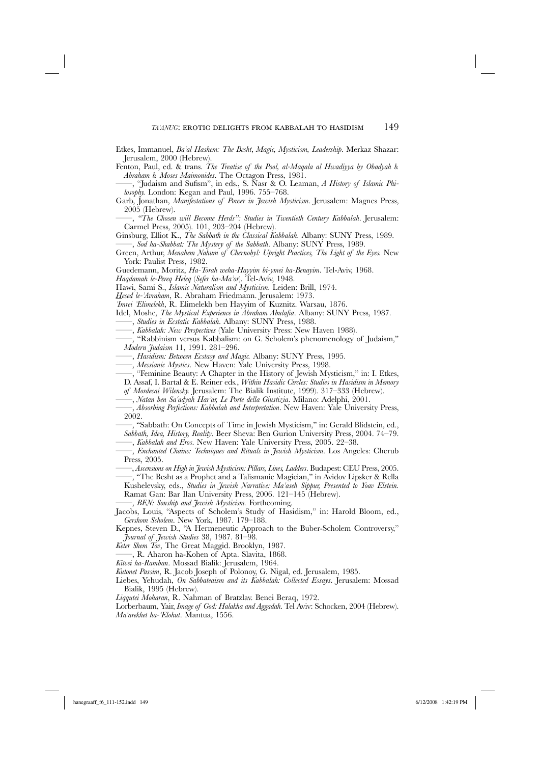Etkes, Immanuel, *Ba'al Hashem: The Besht, Magic, Mysticism, Leadership*. Merkaz Shazar: Jerusalem, 2000 (Hebrew).

Fenton, Paul, ed. & trans. *The Treatise of the Pool, al-Maqala al Hwadiyya by Obadyah b. Abraham b. Moses Maimonides*. The Octagon Press, 1981.

——, "Judaism and Sufism", in eds., S. Nasr & O. Leaman, *A History of Islamic Philosophy.* London: Kegan and Paul, 1996. 755–768.

Garb, Jonathan, *Manifestations of Power in Jewish Mysticism*. Jerusalem: Magnes Press, 2005 (Hebrew).

——, *"The Chosen will Become Herds": Studies in Twentieth Century Kabbalah*. Jerusalem: Carmel Press, 2005). 101, 203–204 (Hebrew).

Ginsburg, Elliot K., *The Sabbath in the Classical Kabbalah*. Albany: SUNY Press, 1989.

——, *Sod ha-Shabbat: The Mystery of the Sabbath*. Albany: SUNY Press, 1989.

Green, Arthur, *Menahem Nahum of Chernobyl: Upright Practices, The Light of the Eyes.* New York: Paulist Press, 1982.

Guedemann, Moritz, *Ha-Torah weha-Hayyim bi-ymei ha-Benayim*. Tel-Aviv, 1968.

*Haqdamah le-Pereq Heleq* (*Sefer ha-Ma'or*). Tel-Aviv, 1948.

Hawi, Sami S., *Islamic Naturalism and Mysticism*. Leiden: Brill, 1974.

*Hesed le-'Avraham*, R. Abraham Friedmann. Jerusalem: 1973.

*'Imrei 'Elimelekh*, R. Elimelekh ben Hayyim of Kuznitz. Warsau, 1876.

Idel, Moshe, *The Mystical Experience in Abraham Abulafia*. Albany: SUNY Press, 1987.

——, *Studies in Ecstatic Kabbalah*. Albany: SUNY Press, 1988.

——, *Kabbalah: New Perspectives* (Yale University Press: New Haven 1988).

——, "Rabbinism versus Kabbalism: on G. Scholem's phenomenology of Judaism," *Modern Judaism* 11, 1991. 281–296.

——, *Hasidism: Between Ecstasy and Magic.* Albany: SUNY Press, 1995.

——, *Messianic Mystics*. New Haven: Yale University Press, 1998.

——, "Feminine Beauty: A Chapter in the History of Jewish Mysticism," in: I. Etkes, D. Assaf, I. Bartal & E. Reiner eds., *Within Hasidic Circles: Studies in Hasidism in Memory of Mordecai Wilensky.* Jerusalem: The Bialik Institute, 1999). 317–333 (Hebrew).

——, *Natan ben Sa'adyah Har'ar, Le Porte della Giustizia*. Milano: Adelphi, 2001.

——, *Absorbing Perfections: Kabbalah and Interpretation*. New Haven: Yale University Press, 2002.

——, "Sabbath: On Concepts of Time in Jewish Mysticism," in: Gerald Blidstein, ed., *Sabbath, Idea, History, Reality*. Beer Sheva: Ben Gurion University Press, 2004. 74–79.

——, *Kabbalah and Eros*. New Haven: Yale University Press, 2005. 22–38.

——, *Enchanted Chains: Techniques and Rituals in Jewish Mysticism*. Los Angeles: Cherub Press, 2005.

——, *Ascensions on High in Jewish Mysticism: Pillars, Lines, Ladders*. Budapest: CEU Press, 2005.

——, "The Besht as a Prophet and a Talismanic Magician," in Avidov Lipsker & Rella Kushelevsky, eds., *Studies in Jewish Narrative: Ma'aseh Sippur, Presented to Yoav Elstein.* Ramat Gan: Bar Ilan University Press, 2006. 121–145 (Hebrew).

——, *BEN: Sonship and Jewish Mysticism.* Forthcoming.

Jacobs, Louis, "Aspects of Scholem's Study of Hasidism," in: Harold Bloom, ed., *Gershom Scholem*. New York, 1987. 179–188.

Kepnes, Steven D., "A Hermeneutic Approach to the Buber-Scholem Controversy," *Journal of Jewish Studies* 38, 1987. 81–98.

*Keter Shem Tov*, The Great Maggid. Brooklyn, 1987.

——, R. Aharon ha-Kohen of Apta. Slavita, 1868.

*Kitvei ha-Ramban*. Mossad Bialik: Jerusalem, 1964.

*Kutonet Passim*, R. Jacob Joseph of Polonoy, G. Nigal, ed. Jerusalem, 1985.

Liebes, Yehudah, *On Sabbateaism and its Kabbalah: Collected Essays*. Jerusalem: Mossad Bialik, 1995 (Hebrew).

*Liqqutei Moharan*, R. Nahman of Bratzlav. Benei Beraq, 1972.

Lorberbaum, Yair, *Image of God: Halakha and Aggadah*. Tel Aviv: Schocken, 2004 (Hebrew).

*Ma'arekhet ha-'Elohut*. Mantua, 1556.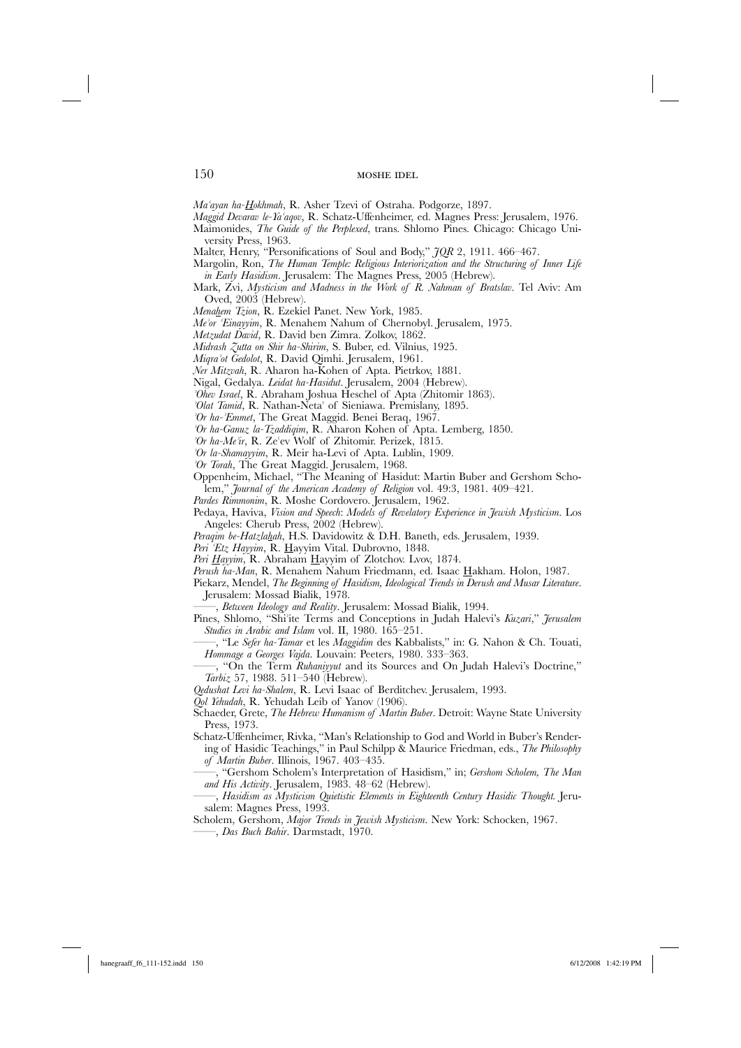*Ma'ayan ha-Hokhmah*, R. Asher Tzevi of Ostraha. Podgorze, 1897.

*Maggid Devarav le-Ya'aqov*, R. Schatz-Uffenheimer, ed. Magnes Press: Jerusalem, 1976.

Maimonides, *The Guide of the Perplexed*, trans. Shlomo Pines. Chicago: Chicago University Press, 1963.

Malter, Henry, "Personifications of Soul and Body," *JQR* 2, 1911. 466–467.

Margolin, Ron, *The Human Temple: Religious Interiorization and the Structuring of Inner Life in Early Hasidism*. Jerusalem: The Magnes Press, 2005 (Hebrew).

Mark, Zvi, *Mysticism and Madness in the Work of R. Nahman of Bratslav*. Tel Aviv: Am Oved, 2003 (Hebrew).

*Menahem Tzion*, R. Ezekiel Panet. New York, 1985.

*Me'or 'Einayyim*, R. Menahem Nahum of Chernobyl. Jerusalem, 1975.

*Metzudat David*, R. David ben Zimra. Zolkov, 1862.

*Midrash Zutta on Shir ha-Shirim*, S. Buber, ed. Vilnius, 1925.

*Miqra'ot Gedolot*, R. David Qimhi. Jerusalem, 1961.

*Ner Mitzvah*, R. Aharon ha-Kohen of Apta. Pietrkov, 1881.

Nigal, Gedalya. *Leidat ha-Hasidut*. Jerusalem, 2004 (Hebrew).

*'Ohev Israel*, R. Abraham Joshua Heschel of Apta (Zhitomir 1863).

*'Olat Tamid*, R. Nathan-Neta' of Sieniawa. Premislany, 1895.

*'Or ha-'Emmet*, The Great Maggid. Benei Beraq, 1967.

*'Or ha-Ganuz la-Tzaddiqim*, R. Aharon Kohen of Apta. Lemberg, 1850.

*'Or ha-Me'ir*, R. Ze'ev Wolf of Zhitomir. Perizek, 1815.

*'Or la-Shamayyim*, R. Meir ha-Levi of Apta. Lublin, 1909.

*'Or Torah*, The Great Maggid. Jerusalem, 1968.

Oppenheim, Michael, "The Meaning of Hasidut: Martin Buber and Gershom Scholem," *Journal of the American Academy of Religion* vol. 49:3, 1981. 409–421.

*Pardes Rimmonim*, R. Moshe Cordovero. Jerusalem, 1962.

Pedaya, Haviva, *Vision and Speech: Models of Revelatory Experience in Jewish Mysticism*. Los Angeles: Cherub Press, 2002 (Hebrew).

*Peraqim be-Hatzlahah*, H.S. Davidowitz & D.H. Baneth, eds. Jerusalem, 1939.

*Peri 'Etz Hayyim*, R. Hayyim Vital. Dubrovno, 1848.

*Peri Hayyim*, R. Abraham Hayyim of Zlotchov. Lvov, 1874.

*Perush ha-Man*, R. Menahem Nahum Friedmann, ed. Isaac Hakham. Holon, 1987.

Piekarz, Mendel, *The Beginning of Hasidism, Ideological Trends in Derush and Musar Literature*. Jerusalem: Mossad Bialik, 1978.

——, *Between Ideology and Reality*. Jerusalem: Mossad Bialik, 1994.

Pines, Shlomo, "Shi'ite Terms and Conceptions in Judah Halevi's *Kuzari*," *Jerusalem Studies in Arabic and Islam* vol. II, 1980. 165–251.

——, "Le *Sefer ha-Tamar* et les *Maggidim* des Kabbalists," in: G. Nahon & Ch. Touati, *Hommage a Georges Vajda*. Louvain: Peeters, 1980. 333–363.

——, "On the Term *Ruhaniyyut* and its Sources and On Judah Halevi's Doctrine," *Tarbiz* 57, 1988. 511–540 (Hebrew).

*Qedushat Levi ha-Shalem*, R. Levi Isaac of Berditchev. Jerusalem, 1993.

*Qol Yehudah*, R. Yehudah Leib of Yanov (1906).

Schaeder, Grete, *The Hebrew Humanism of Martin Buber*. Detroit: Wayne State University Press, 1973.

Schatz-Uffenheimer, Rivka, "Man's Relationship to God and World in Buber's Rendering of Hasidic Teachings," in Paul Schilpp & Maurice Friedman, eds., *The Philosophy of Martin Buber*. Illinois, 1967. 403–435.

——, "Gershom Scholem's Interpretation of Hasidism," in; *Gershom Scholem, The Man and His Activity*. Jerusalem, 1983. 48–62 (Hebrew).

——, *Hasidism as Mysticism Quietistic Elements in Eighteenth Century Hasidic Thought.* Jerusalem: Magnes Press, 1993.

Scholem, Gershom, *Major Trends in Jewish Mysticism*. New York: Schocken, 1967.

——, *Das Buch Bahir*. Darmstadt, 1970.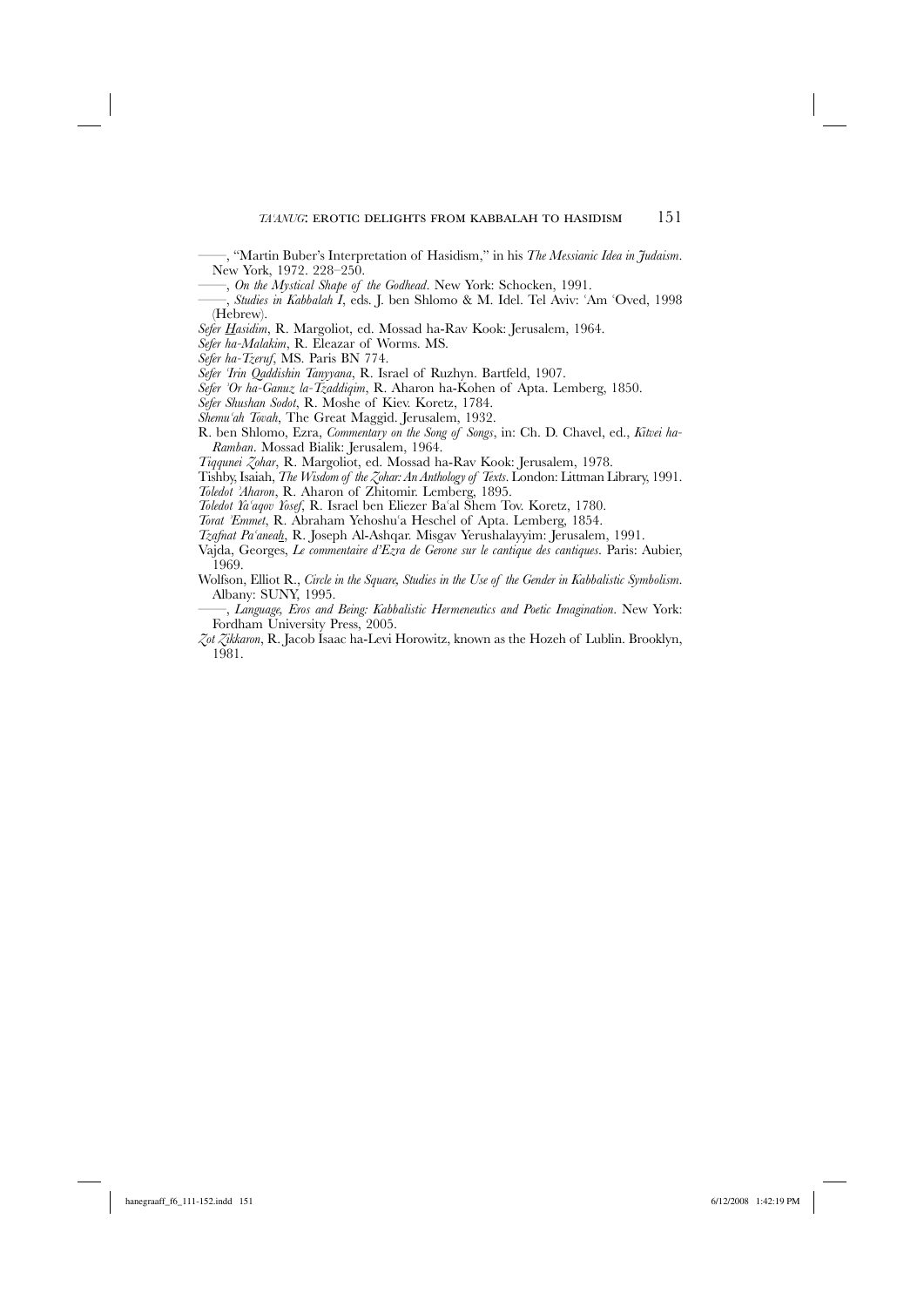——, "Martin Buber's Interpretation of Hasidism," in his *The Messianic Idea in Judaism*. New York, 1972. 228–250.

——, *On the Mystical Shape of the Godhead*. New York: Schocken, 1991.

——, *Studies in Kabbalah I*, eds. J. ben Shlomo & M. Idel. Tel Aviv: ʿAm ʿOved, 1998 (Hebrew).

*Sefer Hasidim*, R. Margoliot, ed. Mossad ha-Rav Kook: Jerusalem, 1964.

*Sefer ha-Malakim*, R. Eleazar of Worms. MS.

*Sefer ha-Tzeruf*, MS. Paris BN 774.

*Sefer ʿIrin Qaddishin Tanyyana*, R. Israel of Ruzhyn. Bartfeld, 1907.

*Sefer ʾOr ha-Ganuz la-Tzaddiqim*, R. Aharon ha-Kohen of Apta. Lemberg, 1850.

*Sefer Shushan Sodot*, R. Moshe of Kiev. Koretz, 1784.

*Shemuʿah Tovah*, The Great Maggid. Jerusalem, 1932.

R. ben Shlomo, Ezra, *Commentary on the Song of Songs*, in: Ch. D. Chavel, ed., *Kitvei ha-Ramban*. Mossad Bialik: Jerusalem, 1964.

*Tiqqunei Zohar*, R. Margoliot, ed. Mossad ha-Rav Kook: Jerusalem, 1978.

Tishby, Isaiah, *The Wisdom of the Zohar: An Anthology of Texts*. London: Littman Library, 1991.

*Toledot ʾAharon*, R. Aharon of Zhitomir. Lemberg, 1895.

*Toledot Yaʿaqov Yosef*, R. Israel ben Eliezer Baʿal Shem Tov. Koretz, 1780.

*Torat ʾEmmet*, R. Abraham Yehoshuʿa Heschel of Apta. Lemberg, 1854.

*Tzafnat Paʿaneah*, R. Joseph Al-Ashqar. Misgav Yerushalayyim: Jerusalem, 1991.

Vajda, Georges, *Le commentaire d'Ezra de Gerone sur le cantique des cantiques*. Paris: Aubier, 1969.

Wolfson, Elliot R., *Circle in the Square, Studies in the Use of the Gender in Kabbalistic Symbolism*. Albany: SUNY, 1995.

——, *Language, Eros and Being: Kabbalistic Hermeneutics and Poetic Imagination*. New York: Fordham University Press, 2005.

*Zot Zikkaron*, R. Jacob Isaac ha-Levi Horowitz, known as the Hozeh of Lublin. Brooklyn, 1981.